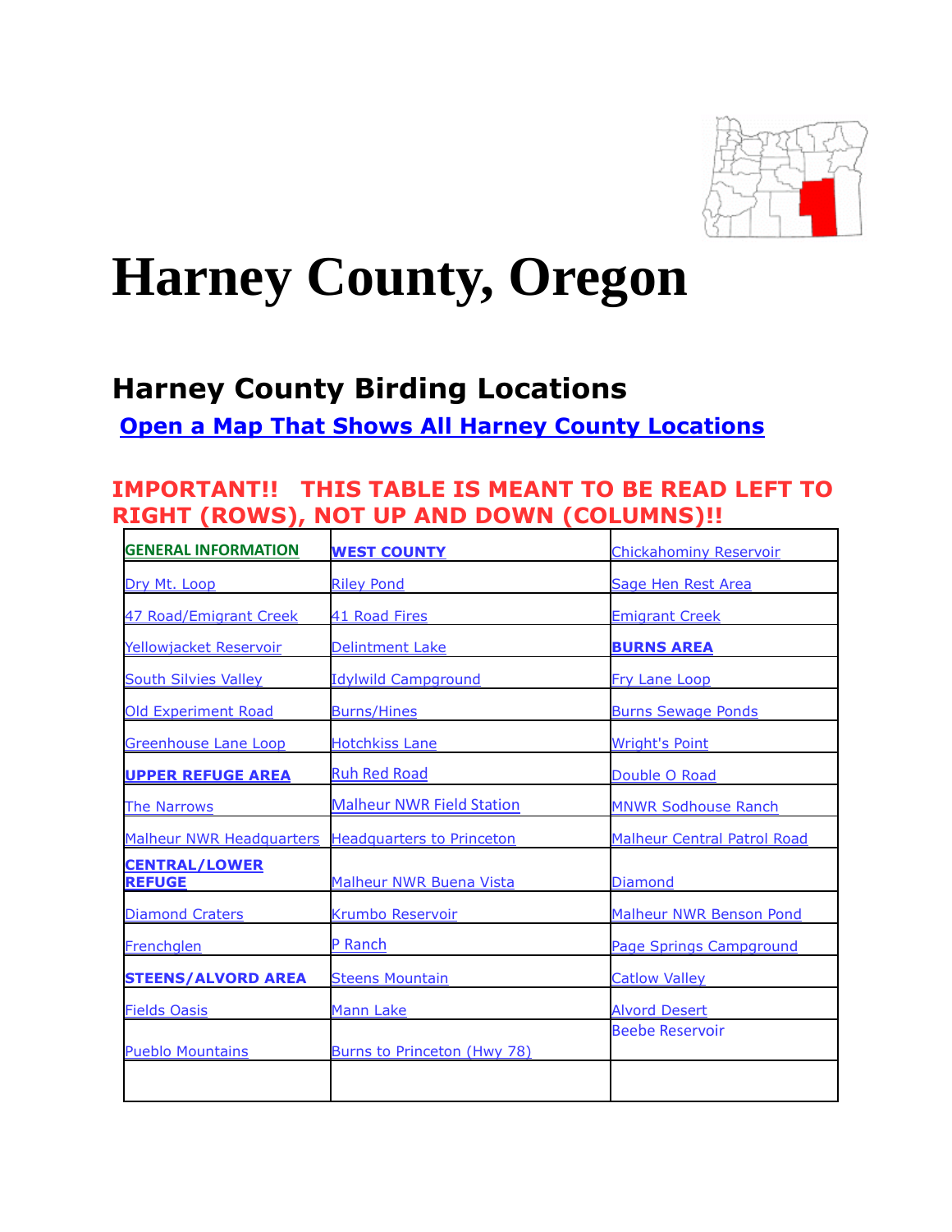# Harney County, Oregon

## Harney County Birding Locations

**Open a Map That Shows All Harney County Locations**

### IMPORTANT!! THIS TABLE IS MEANT TO BE READ LEFT TO RIGHT (ROWS), NOT UP AND DOWN (COLUMNS)!!

| | | |
|---|---|---|
| **GENERAL INFORMATION** | **WEST COUNTY** | Chickahominy Reservoir |
| Dry Mt. Loop | Riley Pond | Sage Hen Rest Area |
| 47 Road/Emigrant Creek | 41 Road Fires | Emigrant Creek |
| Yellowjacket Reservoir | Delintment Lake | **BURNS AREA** |
| South Silvies Valley | Idylwild Campground | Fry Lane Loop |
| Old Experiment Road | Burns/Hines | Burns Sewage Ponds |
| Greenhouse Lane Loop | Hotchkiss Lane | Wright's Point |
| **UPPER REFUGE AREA** | Ruh Red Road | Double O Road |
| The Narrows | Malheur NWR Field Station | MNWR Sodhouse Ranch |
| Malheur NWR Headquarters | Headquarters to Princeton | Malheur Central Patrol Road |
| **CENTRAL/LOWER REFUGE** | Malheur NWR Buena Vista | Diamond |
| Diamond Craters | Krumbo Reservoir | Malheur NWR Benson Pond |
| Frenchglen | P Ranch | Page Springs Campground |
| **STEENS/ALVORD AREA** | Steens Mountain | Catlow Valley |
| Fields Oasis | Mann Lake | Alvord Desert |
| Pueblo Mountains | Burns to Princeton (Hwy 78) | Beebe Reservoir |
| | | |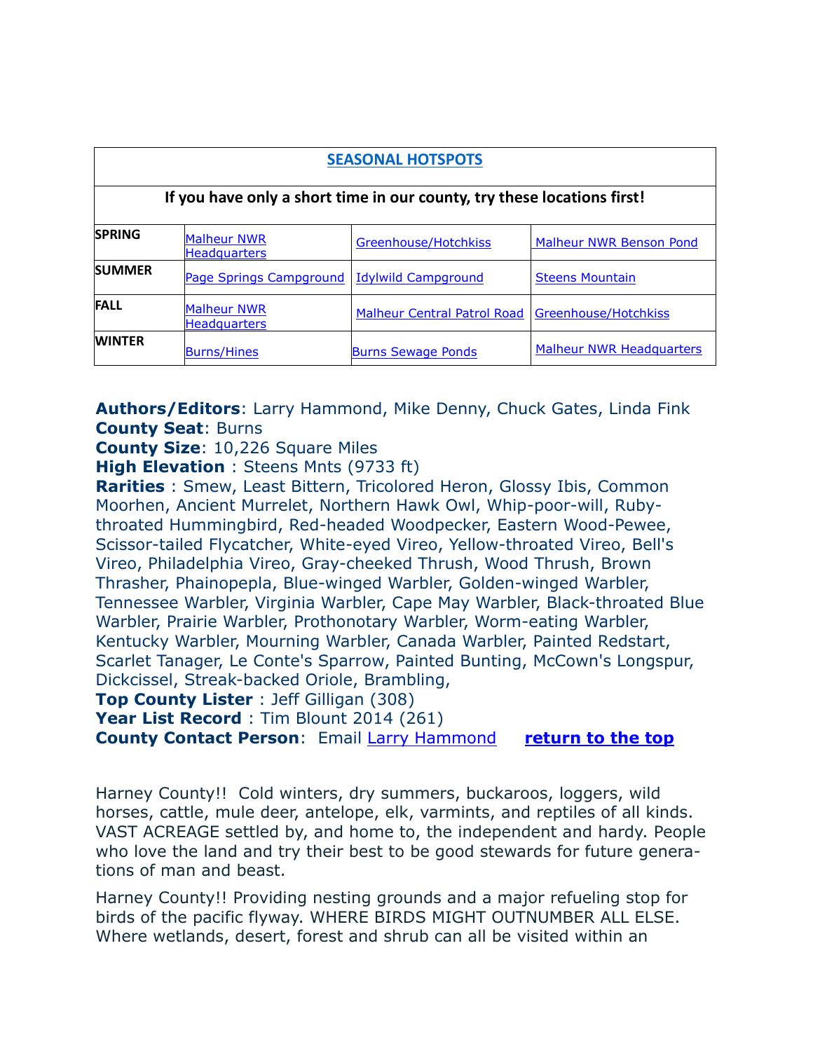| SEASONAL HOTSPOTS | | | |
|---|---|---|---|
| If you have only a short time in our county, try these locations first! | | | |
| **SPRING** | Malheur NWR Headquarters | Greenhouse/Hotchkiss | Malheur NWR Benson Pond |
| **SUMMER** | Page Springs Campground | Idylwild Campground | Steens Mountain |
| **FALL** | Malheur NWR Headquarters | Malheur Central Patrol Road | Greenhouse/Hotchkiss |
| **WINTER** | Burns/Hines | Burns Sewage Ponds | Malheur NWR Headquarters |

**Authors/Editors**: Larry Hammond, Mike Denny, Chuck Gates, Linda Fink
**County Seat**: Burns
**County Size**: 10,226 Square Miles
**High Elevation** : Steens Mnts (9733 ft)
**Rarities** : Smew, Least Bittern, Tricolored Heron, Glossy Ibis, Common Moorhen, Ancient Murrelet, Northern Hawk Owl, Whip-poor-will, Ruby-throated Hummingbird, Red-headed Woodpecker, Eastern Wood-Pewee, Scissor-tailed Flycatcher, White-eyed Vireo, Yellow-throated Vireo, Bell's Vireo, Philadelphia Vireo, Gray-cheeked Thrush, Wood Thrush, Brown Thrasher, Phainopepla, Blue-winged Warbler, Golden-winged Warbler, Tennessee Warbler, Virginia Warbler, Cape May Warbler, Black-throated Blue Warbler, Prairie Warbler, Prothonotary Warbler, Worm-eating Warbler, Kentucky Warbler, Mourning Warbler, Canada Warbler, Painted Redstart, Scarlet Tanager, Le Conte's Sparrow, Painted Bunting, McCown's Longspur, Dickcissel, Streak-backed Oriole, Brambling,
**Top County Lister** : Jeff Gilligan (308)
**Year List Record** : Tim Blount 2014 (261)
**County Contact Person**: Email Larry Hammond **return to the top**

Harney County!! Cold winters, dry summers, buckaroos, loggers, wild horses, cattle, mule deer, antelope, elk, varmints, and reptiles of all kinds. VAST ACREAGE settled by, and home to, the independent and hardy. People who love the land and try their best to be good stewards for future generations of man and beast.

Harney County!! Providing nesting grounds and a major refueling stop for birds of the pacific flyway. WHERE BIRDS MIGHT OUTNUMBER ALL ELSE. Where wetlands, desert, forest and shrub can all be visited within an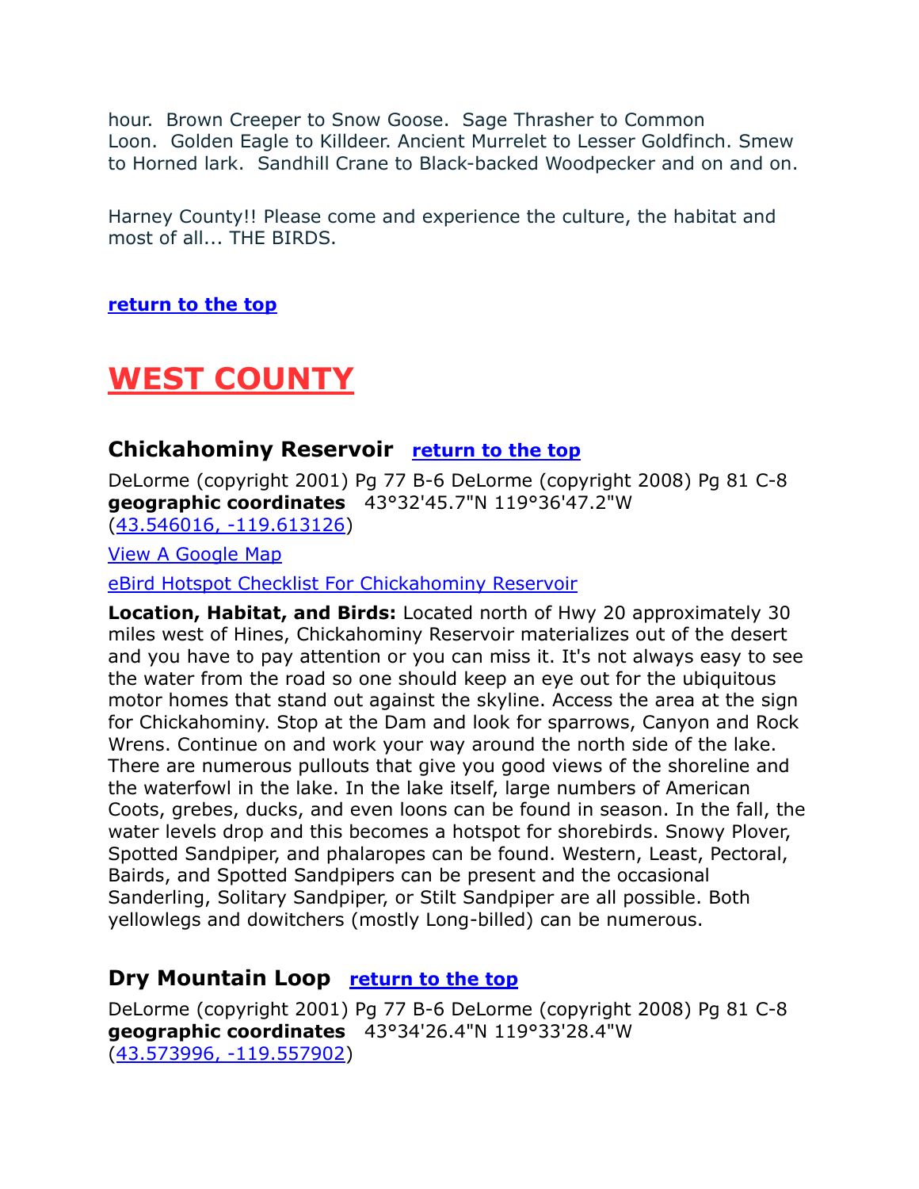hour. Brown Creeper to Snow Goose. Sage Thrasher to Common Loon. Golden Eagle to Killdeer. Ancient Murrelet to Lesser Goldfinch. Smew to Horned lark. Sandhill Crane to Black-backed Woodpecker and on and on.

Harney County!! Please come and experience the culture, the habitat and most of all... THE BIRDS.

**return to the top**

# WEST COUNTY

### Chickahominy Reservoir **return to the top**

DeLorme (copyright 2001) Pg 77 B-6 DeLorme (copyright 2008) Pg 81 C-8
**geographic coordinates** 43°32'45.7"N 119°36'47.2"W
(43.546016, -119.613126)

View A Google Map

eBird Hotspot Checklist For Chickahominy Reservoir

**Location, Habitat, and Birds:** Located north of Hwy 20 approximately 30 miles west of Hines, Chickahominy Reservoir materializes out of the desert and you have to pay attention or you can miss it. It's not always easy to see the water from the road so one should keep an eye out for the ubiquitous motor homes that stand out against the skyline. Access the area at the sign for Chickahominy. Stop at the Dam and look for sparrows, Canyon and Rock Wrens. Continue on and work your way around the north side of the lake. There are numerous pullouts that give you good views of the shoreline and the waterfowl in the lake. In the lake itself, large numbers of American Coots, grebes, ducks, and even loons can be found in season. In the fall, the water levels drop and this becomes a hotspot for shorebirds. Snowy Plover, Spotted Sandpiper, and phalaropes can be found. Western, Least, Pectoral, Bairds, and Spotted Sandpipers can be present and the occasional Sanderling, Solitary Sandpiper, or Stilt Sandpiper are all possible. Both yellowlegs and dowitchers (mostly Long-billed) can be numerous.

### Dry Mountain Loop **return to the top**

DeLorme (copyright 2001) Pg 77 B-6 DeLorme (copyright 2008) Pg 81 C-8
**geographic coordinates** 43°34'26.4"N 119°33'28.4"W
(43.573996, -119.557902)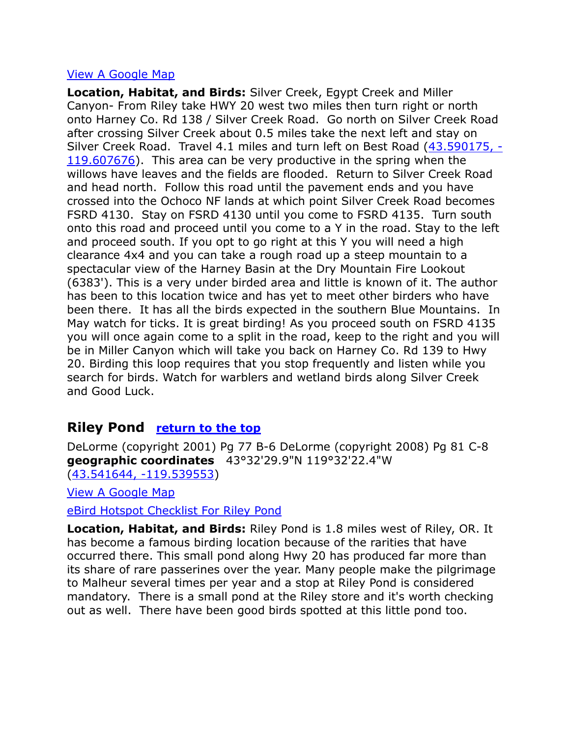[View A Google Map]

**Location, Habitat, and Birds:** Silver Creek, Egypt Creek and Miller Canyon- From Riley take HWY 20 west two miles then turn right or north onto Harney Co. Rd 138 / Silver Creek Road. Go north on Silver Creek Road after crossing Silver Creek about 0.5 miles take the next left and stay on Silver Creek Road. Travel 4.1 miles and turn left on Best Road (43.590175, -119.607676). This area can be very productive in the spring when the willows have leaves and the fields are flooded. Return to Silver Creek Road and head north. Follow this road until the pavement ends and you have crossed into the Ochoco NF lands at which point Silver Creek Road becomes FSRD 4130. Stay on FSRD 4130 until you come to FSRD 4135. Turn south onto this road and proceed until you come to a Y in the road. Stay to the left and proceed south. If you opt to go right at this Y you will need a high clearance 4x4 and you can take a rough road up a steep mountain to a spectacular view of the Harney Basin at the Dry Mountain Fire Lookout (6383'). This is a very under birded area and little is known of it. The author has been to this location twice and has yet to meet other birders who have been there. It has all the birds expected in the southern Blue Mountains. In May watch for ticks. It is great birding! As you proceed south on FSRD 4135 you will once again come to a split in the road, keep to the right and you will be in Miller Canyon which will take you back on Harney Co. Rd 139 to Hwy 20. Birding this loop requires that you stop frequently and listen while you search for birds. Watch for warblers and wetland birds along Silver Creek and Good Luck.

## Riley Pond **return to the top**

DeLorme (copyright 2001) Pg 77 B-6 DeLorme (copyright 2008) Pg 81 C-8
**geographic coordinates** 43°32'29.9"N 119°32'22.4"W
(43.541644, -119.539553)

View A Google Map

eBird Hotspot Checklist For Riley Pond

**Location, Habitat, and Birds:** Riley Pond is 1.8 miles west of Riley, OR. It has become a famous birding location because of the rarities that have occurred there. This small pond along Hwy 20 has produced far more than its share of rare passerines over the year. Many people make the pilgrimage to Malheur several times per year and a stop at Riley Pond is considered mandatory. There is a small pond at the Riley store and it's worth checking out as well. There have been good birds spotted at this little pond too.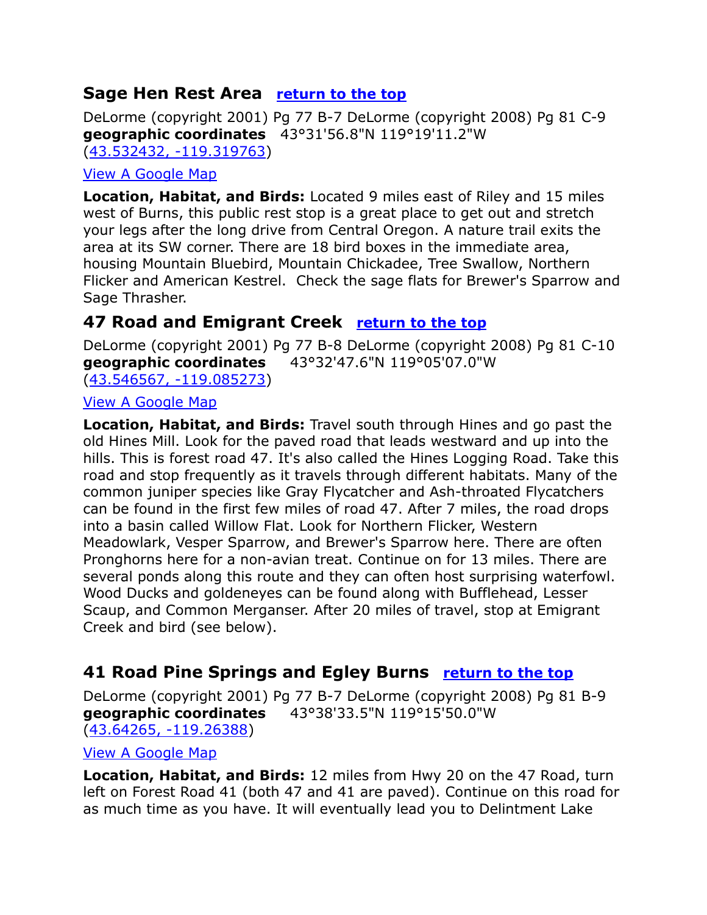## Sage Hen Rest Area [return to the top]

DeLorme (copyright 2001) Pg 77 B-7 DeLorme (copyright 2008) Pg 81 C-9
**geographic coordinates** 43°31'56.8"N 119°19'11.2"W
(43.532432, -119.319763)

View A Google Map

**Location, Habitat, and Birds:** Located 9 miles east of Riley and 15 miles west of Burns, this public rest stop is a great place to get out and stretch your legs after the long drive from Central Oregon. A nature trail exits the area at its SW corner. There are 18 bird boxes in the immediate area, housing Mountain Bluebird, Mountain Chickadee, Tree Swallow, Northern Flicker and American Kestrel. Check the sage flats for Brewer's Sparrow and Sage Thrasher.

## 47 Road and Emigrant Creek [return to the top]

DeLorme (copyright 2001) Pg 77 B-8 DeLorme (copyright 2008) Pg 81 C-10
**geographic coordinates** 43°32'47.6"N 119°05'07.0"W
(43.546567, -119.085273)

View A Google Map

**Location, Habitat, and Birds:** Travel south through Hines and go past the old Hines Mill. Look for the paved road that leads westward and up into the hills. This is forest road 47. It's also called the Hines Logging Road. Take this road and stop frequently as it travels through different habitats. Many of the common juniper species like Gray Flycatcher and Ash-throated Flycatchers can be found in the first few miles of road 47. After 7 miles, the road drops into a basin called Willow Flat. Look for Northern Flicker, Western Meadowlark, Vesper Sparrow, and Brewer's Sparrow here. There are often Pronghorns here for a non-avian treat. Continue on for 13 miles. There are several ponds along this route and they can often host surprising waterfowl. Wood Ducks and goldeneyes can be found along with Bufflehead, Lesser Scaup, and Common Merganser. After 20 miles of travel, stop at Emigrant Creek and bird (see below).

## 41 Road Pine Springs and Egley Burns [return to the top]

DeLorme (copyright 2001) Pg 77 B-7 DeLorme (copyright 2008) Pg 81 B-9
**geographic coordinates** 43°38'33.5"N 119°15'50.0"W
(43.64265, -119.26388)

View A Google Map

**Location, Habitat, and Birds:** 12 miles from Hwy 20 on the 47 Road, turn left on Forest Road 41 (both 47 and 41 are paved). Continue on this road for as much time as you have. It will eventually lead you to Delintment Lake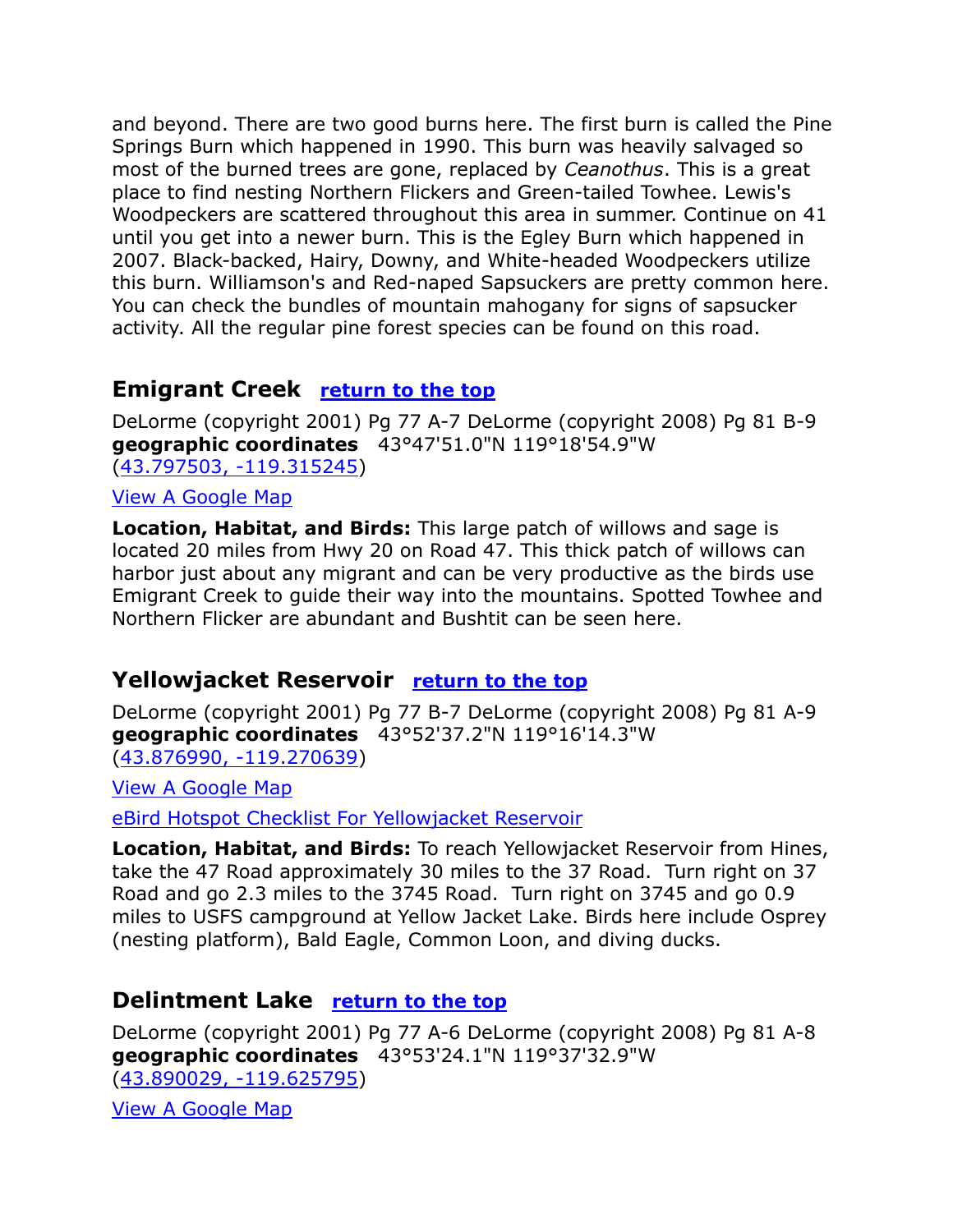and beyond. There are two good burns here. The first burn is called the Pine Springs Burn which happened in 1990. This burn was heavily salvaged so most of the burned trees are gone, replaced by *Ceanothus*. This is a great place to find nesting Northern Flickers and Green-tailed Towhee. Lewis's Woodpeckers are scattered throughout this area in summer. Continue on 41 until you get into a newer burn. This is the Egley Burn which happened in 2007. Black-backed, Hairy, Downy, and White-headed Woodpeckers utilize this burn. Williamson's and Red-naped Sapsuckers are pretty common here. You can check the bundles of mountain mahogany for signs of sapsucker activity. All the regular pine forest species can be found on this road.

## Emigrant Creek [return to the top]

DeLorme (copyright 2001) Pg 77 A-7 DeLorme (copyright 2008) Pg 81 B-9
**geographic coordinates** 43°47'51.0"N 119°18'54.9"W
(43.797503, -119.315245)

View A Google Map

**Location, Habitat, and Birds:** This large patch of willows and sage is located 20 miles from Hwy 20 on Road 47. This thick patch of willows can harbor just about any migrant and can be very productive as the birds use Emigrant Creek to guide their way into the mountains. Spotted Towhee and Northern Flicker are abundant and Bushtit can be seen here.

## Yellowjacket Reservoir [return to the top]

DeLorme (copyright 2001) Pg 77 B-7 DeLorme (copyright 2008) Pg 81 A-9
**geographic coordinates** 43°52'37.2"N 119°16'14.3"W
(43.876990, -119.270639)

View A Google Map

eBird Hotspot Checklist For Yellowjacket Reservoir

**Location, Habitat, and Birds:** To reach Yellowjacket Reservoir from Hines, take the 47 Road approximately 30 miles to the 37 Road. Turn right on 37 Road and go 2.3 miles to the 3745 Road. Turn right on 3745 and go 0.9 miles to USFS campground at Yellow Jacket Lake. Birds here include Osprey (nesting platform), Bald Eagle, Common Loon, and diving ducks.

## Delintment Lake [return to the top]

DeLorme (copyright 2001) Pg 77 A-6 DeLorme (copyright 2008) Pg 81 A-8
**geographic coordinates** 43°53'24.1"N 119°37'32.9"W
(43.890029, -119.625795)

View A Google Map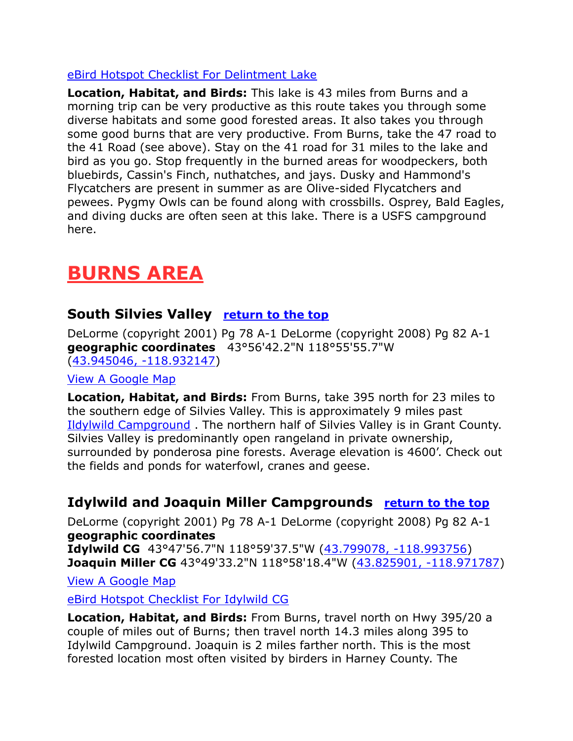[eBird Hotspot Checklist For Delintment Lake]

**Location, Habitat, and Birds:** This lake is 43 miles from Burns and a morning trip can be very productive as this route takes you through some diverse habitats and some good forested areas. It also takes you through some good burns that are very productive. From Burns, take the 47 road to the 41 Road (see above). Stay on the 41 road for 31 miles to the lake and bird as you go. Stop frequently in the burned areas for woodpeckers, both bluebirds, Cassin's Finch, nuthatches, and jays. Dusky and Hammond's Flycatchers are present in summer as are Olive-sided Flycatchers and pewees. Pygmy Owls can be found along with crossbills. Osprey, Bald Eagles, and diving ducks are often seen at this lake. There is a USFS campground here.

# BURNS AREA

## South Silvies Valley  [return to the top]

DeLorme (copyright 2001) Pg 78 A-1 DeLorme (copyright 2008) Pg 82 A-1
**geographic coordinates**  43°56'42.2"N 118°55'55.7"W
(43.945046, -118.932147)

[View A Google Map]

**Location, Habitat, and Birds:** From Burns, take 395 north for 23 miles to the southern edge of Silvies Valley. This is approximately 9 miles past Ildylwild Campground . The northern half of Silvies Valley is in Grant County. Silvies Valley is predominantly open rangeland in private ownership, surrounded by ponderosa pine forests. Average elevation is 4600'. Check out the fields and ponds for waterfowl, cranes and geese.

## Idylwild and Joaquin Miller Campgrounds  [return to the top]

DeLorme (copyright 2001) Pg 78 A-1 DeLorme (copyright 2008) Pg 82 A-1
**geographic coordinates**
**Idylwild CG**  43°47'56.7"N 118°59'37.5"W (43.799078, -118.993756)
**Joaquin Miller CG** 43°49'33.2"N 118°58'18.4"W (43.825901, -118.971787)

[View A Google Map]

[eBird Hotspot Checklist For Idylwild CG]

**Location, Habitat, and Birds:** From Burns, travel north on Hwy 395/20 a couple of miles out of Burns; then travel north 14.3 miles along 395 to Idylwild Campground. Joaquin is 2 miles farther north. This is the most forested location most often visited by birders in Harney County. The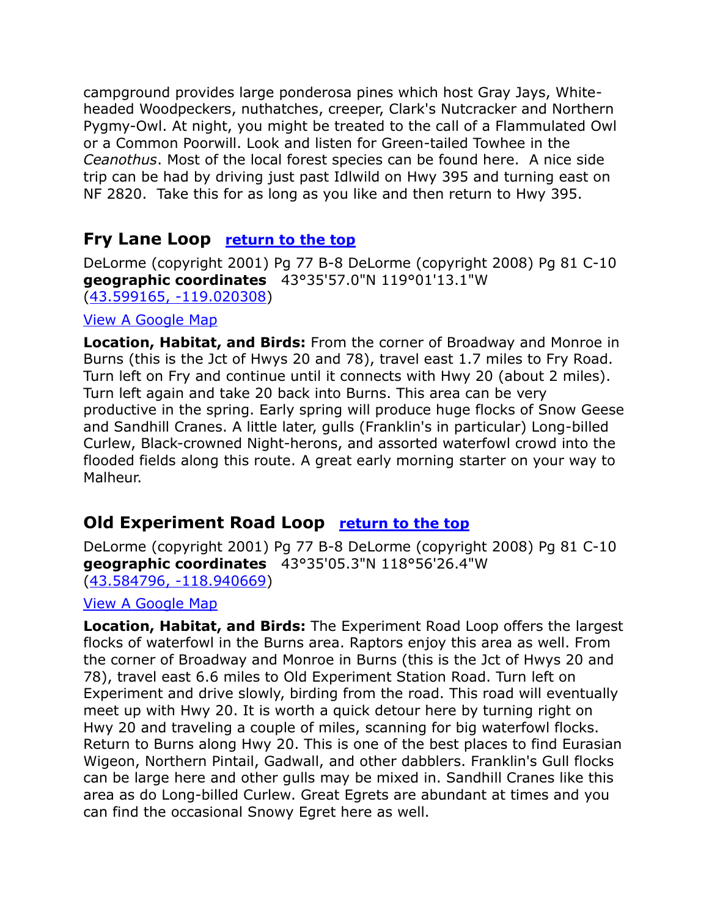campground provides large ponderosa pines which host Gray Jays, White-headed Woodpeckers, nuthatches, creeper, Clark's Nutcracker and Northern Pygmy-Owl. At night, you might be treated to the call of a Flammulated Owl or a Common Poorwill. Look and listen for Green-tailed Towhee in the *Ceanothus*. Most of the local forest species can be found here. A nice side trip can be had by driving just past Idlwild on Hwy 395 and turning east on NF 2820. Take this for as long as you like and then return to Hwy 395.

## Fry Lane Loop [return to the top]

DeLorme (copyright 2001) Pg 77 B-8 DeLorme (copyright 2008) Pg 81 C-10
**geographic coordinates** 43°35'57.0"N 119°01'13.1"W
(43.599165, -119.020308)

View A Google Map

**Location, Habitat, and Birds:** From the corner of Broadway and Monroe in Burns (this is the Jct of Hwys 20 and 78), travel east 1.7 miles to Fry Road. Turn left on Fry and continue until it connects with Hwy 20 (about 2 miles). Turn left again and take 20 back into Burns. This area can be very productive in the spring. Early spring will produce huge flocks of Snow Geese and Sandhill Cranes. A little later, gulls (Franklin's in particular) Long-billed Curlew, Black-crowned Night-herons, and assorted waterfowl crowd into the flooded fields along this route. A great early morning starter on your way to Malheur.

## Old Experiment Road Loop [return to the top]

DeLorme (copyright 2001) Pg 77 B-8 DeLorme (copyright 2008) Pg 81 C-10
**geographic coordinates** 43°35'05.3"N 118°56'26.4"W
(43.584796, -118.940669)

View A Google Map

**Location, Habitat, and Birds:** The Experiment Road Loop offers the largest flocks of waterfowl in the Burns area. Raptors enjoy this area as well. From the corner of Broadway and Monroe in Burns (this is the Jct of Hwys 20 and 78), travel east 6.6 miles to Old Experiment Station Road. Turn left on Experiment and drive slowly, birding from the road. This road will eventually meet up with Hwy 20. It is worth a quick detour here by turning right on Hwy 20 and traveling a couple of miles, scanning for big waterfowl flocks. Return to Burns along Hwy 20. This is one of the best places to find Eurasian Wigeon, Northern Pintail, Gadwall, and other dabblers. Franklin's Gull flocks can be large here and other gulls may be mixed in. Sandhill Cranes like this area as do Long-billed Curlew. Great Egrets are abundant at times and you can find the occasional Snowy Egret here as well.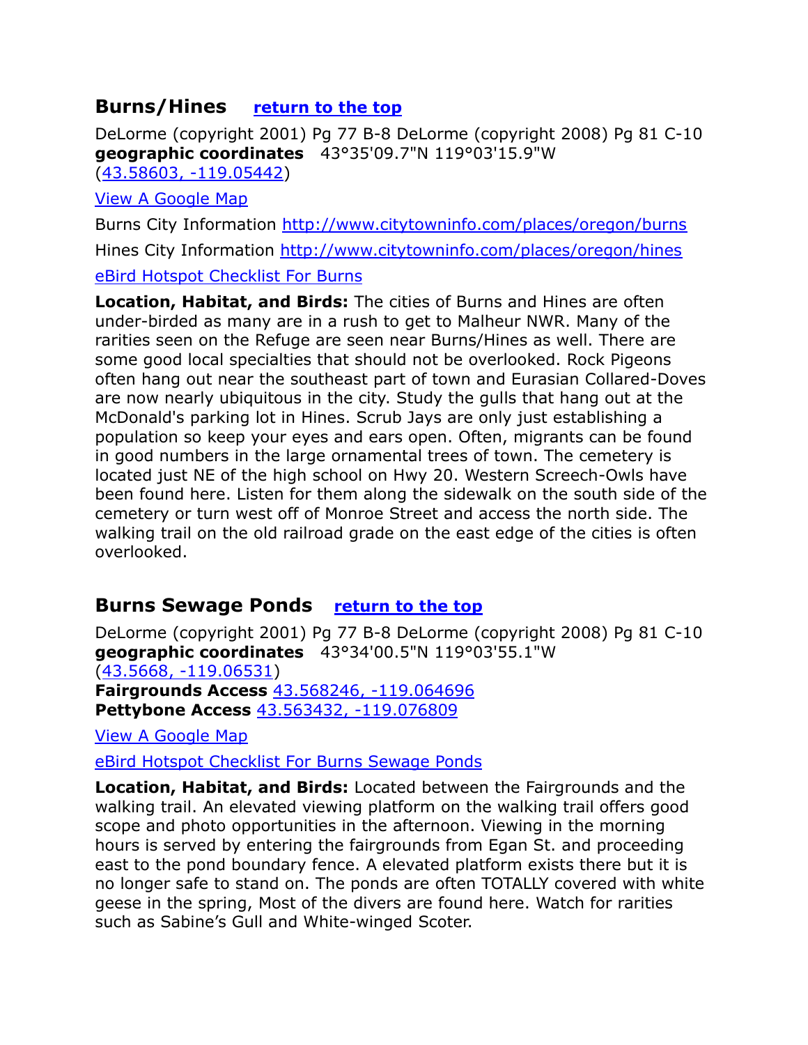## Burns/Hines [return to the top]

DeLorme (copyright 2001) Pg 77 B-8 DeLorme (copyright 2008) Pg 81 C-10
**geographic coordinates** 43°35'09.7"N 119°03'15.9"W
(43.58603, -119.05442)

View A Google Map

Burns City Information http://www.citytowninfo.com/places/oregon/burns

Hines City Information http://www.citytowninfo.com/places/oregon/hines

eBird Hotspot Checklist For Burns

**Location, Habitat, and Birds:** The cities of Burns and Hines are often under-birded as many are in a rush to get to Malheur NWR. Many of the rarities seen on the Refuge are seen near Burns/Hines as well. There are some good local specialties that should not be overlooked. Rock Pigeons often hang out near the southeast part of town and Eurasian Collared-Doves are now nearly ubiquitous in the city. Study the gulls that hang out at the McDonald's parking lot in Hines. Scrub Jays are only just establishing a population so keep your eyes and ears open. Often, migrants can be found in good numbers in the large ornamental trees of town. The cemetery is located just NE of the high school on Hwy 20. Western Screech-Owls have been found here. Listen for them along the sidewalk on the south side of the cemetery or turn west off of Monroe Street and access the north side. The walking trail on the old railroad grade on the east edge of the cities is often overlooked.

## Burns Sewage Ponds [return to the top]

DeLorme (copyright 2001) Pg 77 B-8 DeLorme (copyright 2008) Pg 81 C-10
**geographic coordinates** 43°34'00.5"N 119°03'55.1"W
(43.5668, -119.06531)
**Fairgrounds Access** 43.568246, -119.064696
**Pettybone Access** 43.563432, -119.076809

View A Google Map

eBird Hotspot Checklist For Burns Sewage Ponds

**Location, Habitat, and Birds:** Located between the Fairgrounds and the walking trail. An elevated viewing platform on the walking trail offers good scope and photo opportunities in the afternoon. Viewing in the morning hours is served by entering the fairgrounds from Egan St. and proceeding east to the pond boundary fence. A elevated platform exists there but it is no longer safe to stand on. The ponds are often TOTALLY covered with white geese in the spring, Most of the divers are found here. Watch for rarities such as Sabine's Gull and White-winged Scoter.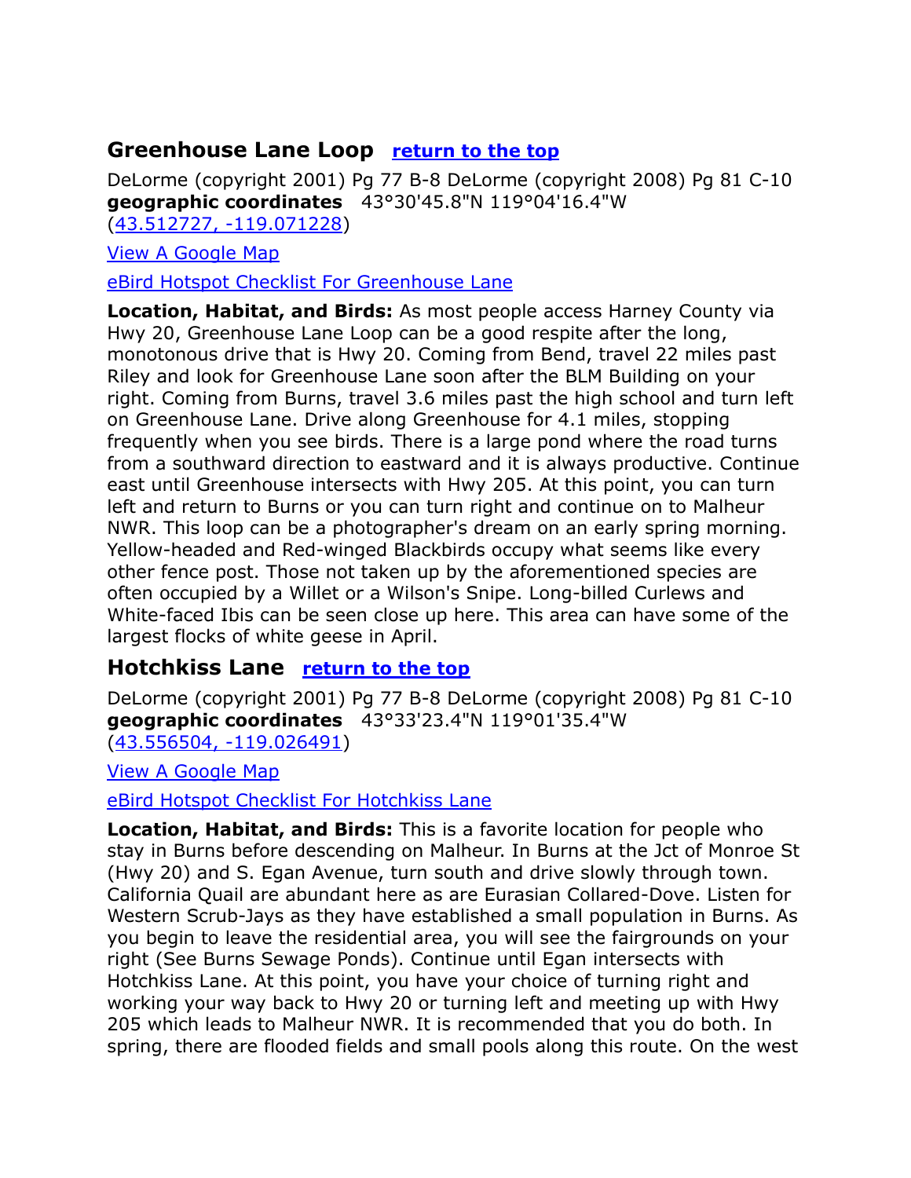## Greenhouse Lane Loop [return to the top]

DeLorme (copyright 2001) Pg 77 B-8 DeLorme (copyright 2008) Pg 81 C-10
**geographic coordinates** 43°30'45.8"N 119°04'16.4"W
(43.512727, -119.071228)

View A Google Map

eBird Hotspot Checklist For Greenhouse Lane

**Location, Habitat, and Birds:** As most people access Harney County via Hwy 20, Greenhouse Lane Loop can be a good respite after the long, monotonous drive that is Hwy 20. Coming from Bend, travel 22 miles past Riley and look for Greenhouse Lane soon after the BLM Building on your right. Coming from Burns, travel 3.6 miles past the high school and turn left on Greenhouse Lane. Drive along Greenhouse for 4.1 miles, stopping frequently when you see birds. There is a large pond where the road turns from a southward direction to eastward and it is always productive. Continue east until Greenhouse intersects with Hwy 205. At this point, you can turn left and return to Burns or you can turn right and continue on to Malheur NWR. This loop can be a photographer's dream on an early spring morning. Yellow-headed and Red-winged Blackbirds occupy what seems like every other fence post. Those not taken up by the aforementioned species are often occupied by a Willet or a Wilson's Snipe. Long-billed Curlews and White-faced Ibis can be seen close up here. This area can have some of the largest flocks of white geese in April.

## Hotchkiss Lane [return to the top]

DeLorme (copyright 2001) Pg 77 B-8 DeLorme (copyright 2008) Pg 81 C-10
**geographic coordinates** 43°33'23.4"N 119°01'35.4"W
(43.556504, -119.026491)

View A Google Map

eBird Hotspot Checklist For Hotchkiss Lane

**Location, Habitat, and Birds:** This is a favorite location for people who stay in Burns before descending on Malheur. In Burns at the Jct of Monroe St (Hwy 20) and S. Egan Avenue, turn south and drive slowly through town. California Quail are abundant here as are Eurasian Collared-Dove. Listen for Western Scrub-Jays as they have established a small population in Burns. As you begin to leave the residential area, you will see the fairgrounds on your right (See Burns Sewage Ponds). Continue until Egan intersects with Hotchkiss Lane. At this point, you have your choice of turning right and working your way back to Hwy 20 or turning left and meeting up with Hwy 205 which leads to Malheur NWR. It is recommended that you do both. In spring, there are flooded fields and small pools along this route. On the west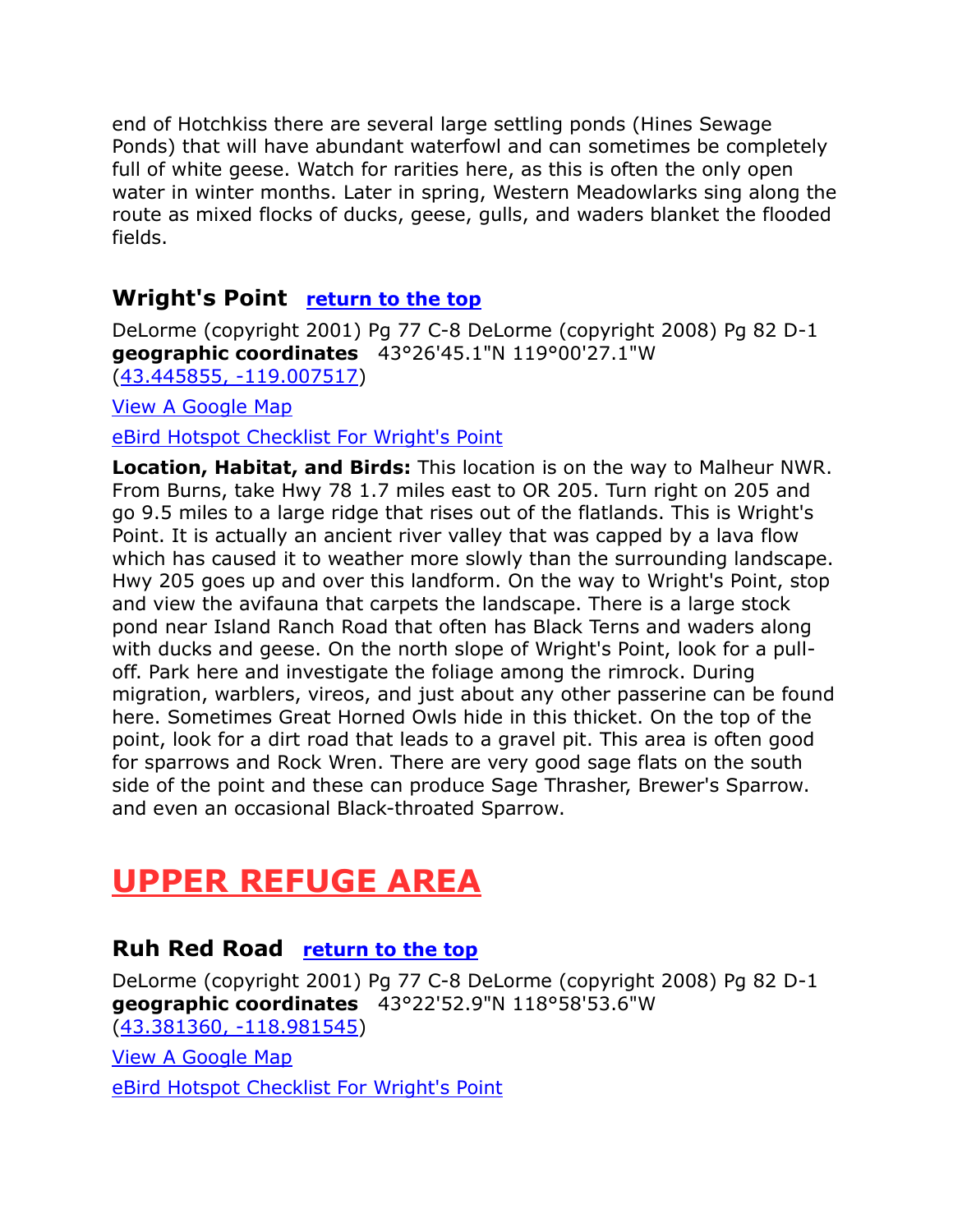end of Hotchkiss there are several large settling ponds (Hines Sewage Ponds) that will have abundant waterfowl and can sometimes be completely full of white geese. Watch for rarities here, as this is often the only open water in winter months. Later in spring, Western Meadowlarks sing along the route as mixed flocks of ducks, geese, gulls, and waders blanket the flooded fields.

### Wright's Point [return to the top]

DeLorme (copyright 2001) Pg 77 C-8 DeLorme (copyright 2008) Pg 82 D-1
**geographic coordinates** 43°26'45.1"N 119°00'27.1"W
(43.445855, -119.007517)

View A Google Map

eBird Hotspot Checklist For Wright's Point

**Location, Habitat, and Birds:** This location is on the way to Malheur NWR. From Burns, take Hwy 78 1.7 miles east to OR 205. Turn right on 205 and go 9.5 miles to a large ridge that rises out of the flatlands. This is Wright's Point. It is actually an ancient river valley that was capped by a lava flow which has caused it to weather more slowly than the surrounding landscape. Hwy 205 goes up and over this landform. On the way to Wright's Point, stop and view the avifauna that carpets the landscape. There is a large stock pond near Island Ranch Road that often has Black Terns and waders along with ducks and geese. On the north slope of Wright's Point, look for a pull-off. Park here and investigate the foliage among the rimrock. During migration, warblers, vireos, and just about any other passerine can be found here. Sometimes Great Horned Owls hide in this thicket. On the top of the point, look for a dirt road that leads to a gravel pit. This area is often good for sparrows and Rock Wren. There are very good sage flats on the south side of the point and these can produce Sage Thrasher, Brewer's Sparrow. and even an occasional Black-throated Sparrow.

## UPPER REFUGE AREA

### Ruh Red Road [return to the top]

DeLorme (copyright 2001) Pg 77 C-8 DeLorme (copyright 2008) Pg 82 D-1
**geographic coordinates** 43°22'52.9"N 118°58'53.6"W
(43.381360, -118.981545)

View A Google Map

eBird Hotspot Checklist For Wright's Point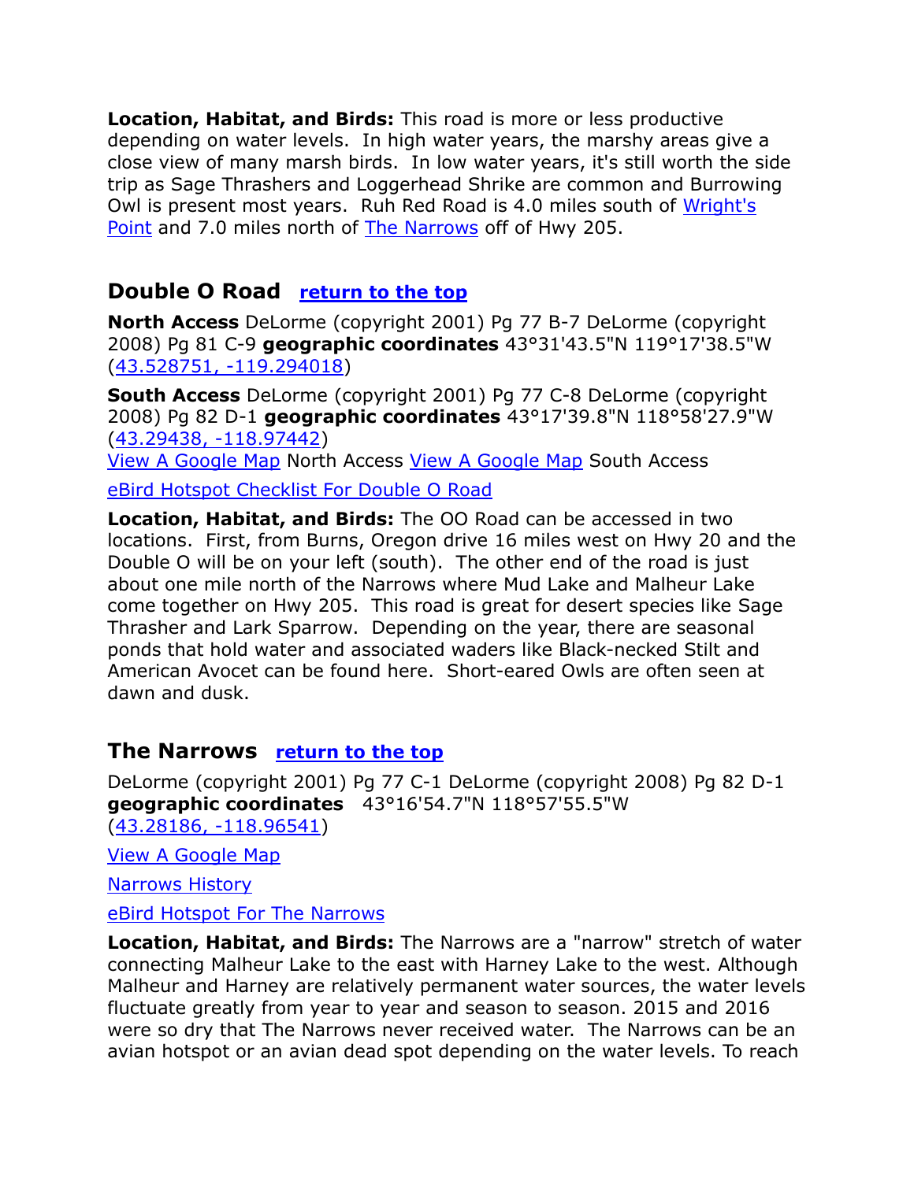**Location, Habitat, and Birds:** This road is more or less productive depending on water levels. In high water years, the marshy areas give a close view of many marsh birds. In low water years, it's still worth the side trip as Sage Thrashers and Loggerhead Shrike are common and Burrowing Owl is present most years. Ruh Red Road is 4.0 miles south of Wright's Point and 7.0 miles north of The Narrows off of Hwy 205.

## Double O Road return to the top

**North Access** DeLorme (copyright 2001) Pg 77 B-7 DeLorme (copyright 2008) Pg 81 C-9 **geographic coordinates** 43°31'43.5"N 119°17'38.5"W (43.528751, -119.294018)

**South Access** DeLorme (copyright 2001) Pg 77 C-8 DeLorme (copyright 2008) Pg 82 D-1 **geographic coordinates** 43°17'39.8"N 118°58'27.9"W (43.29438, -118.97442)

View A Google Map North Access View A Google Map South Access

eBird Hotspot Checklist For Double O Road

**Location, Habitat, and Birds:** The OO Road can be accessed in two locations. First, from Burns, Oregon drive 16 miles west on Hwy 20 and the Double O will be on your left (south). The other end of the road is just about one mile north of the Narrows where Mud Lake and Malheur Lake come together on Hwy 205. This road is great for desert species like Sage Thrasher and Lark Sparrow. Depending on the year, there are seasonal ponds that hold water and associated waders like Black-necked Stilt and American Avocet can be found here. Short-eared Owls are often seen at dawn and dusk.

## The Narrows return to the top

DeLorme (copyright 2001) Pg 77 C-1 DeLorme (copyright 2008) Pg 82 D-1 **geographic coordinates** 43°16'54.7"N 118°57'55.5"W (43.28186, -118.96541)

View A Google Map

Narrows History

eBird Hotspot For The Narrows

**Location, Habitat, and Birds:** The Narrows are a "narrow" stretch of water connecting Malheur Lake to the east with Harney Lake to the west. Although Malheur and Harney are relatively permanent water sources, the water levels fluctuate greatly from year to year and season to season. 2015 and 2016 were so dry that The Narrows never received water. The Narrows can be an avian hotspot or an avian dead spot depending on the water levels. To reach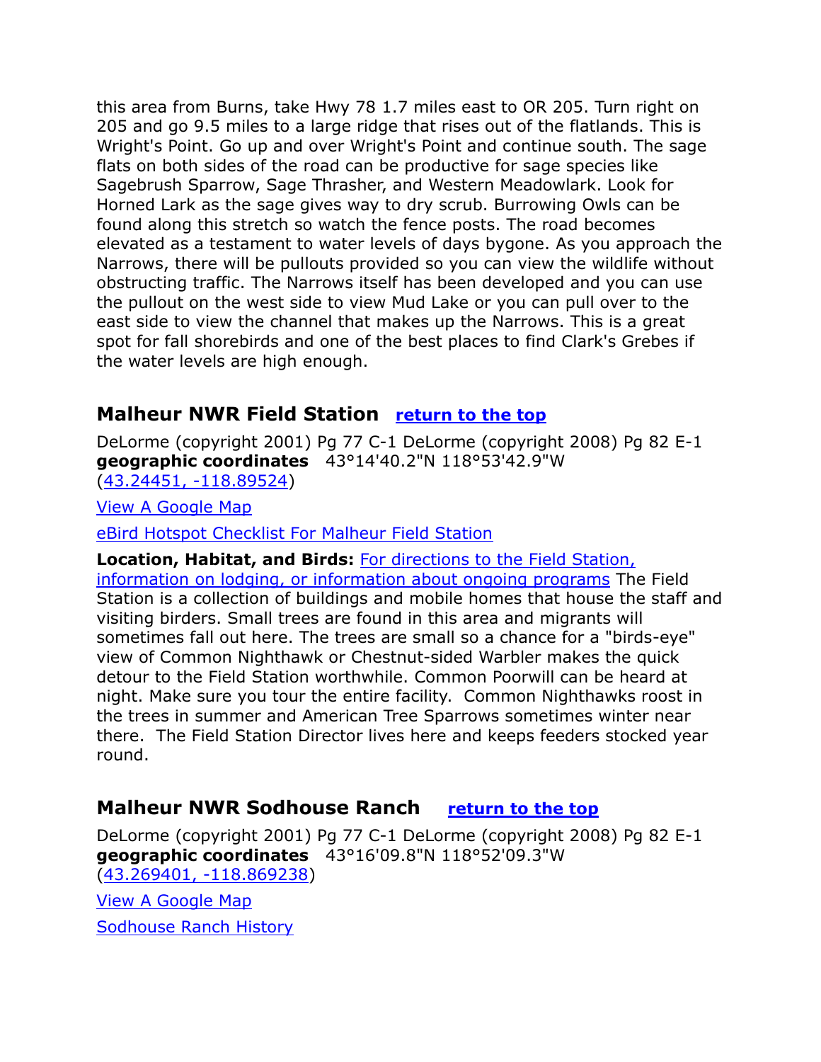this area from Burns, take Hwy 78 1.7 miles east to OR 205. Turn right on 205 and go 9.5 miles to a large ridge that rises out of the flatlands. This is Wright's Point. Go up and over Wright's Point and continue south. The sage flats on both sides of the road can be productive for sage species like Sagebrush Sparrow, Sage Thrasher, and Western Meadowlark. Look for Horned Lark as the sage gives way to dry scrub. Burrowing Owls can be found along this stretch so watch the fence posts. The road becomes elevated as a testament to water levels of days bygone. As you approach the Narrows, there will be pullouts provided so you can view the wildlife without obstructing traffic. The Narrows itself has been developed and you can use the pullout on the west side to view Mud Lake or you can pull over to the east side to view the channel that makes up the Narrows. This is a great spot for fall shorebirds and one of the best places to find Clark's Grebes if the water levels are high enough.

## Malheur NWR Field Station [return to the top]

DeLorme (copyright 2001) Pg 77 C-1 DeLorme (copyright 2008) Pg 82 E-1
**geographic coordinates** 43°14'40.2"N 118°53'42.9"W
(43.24451, -118.89524)

View A Google Map

eBird Hotspot Checklist For Malheur Field Station

**Location, Habitat, and Birds:** For directions to the Field Station, information on lodging, or information about ongoing programs The Field Station is a collection of buildings and mobile homes that house the staff and visiting birders. Small trees are found in this area and migrants will sometimes fall out here. The trees are small so a chance for a "birds-eye" view of Common Nighthawk or Chestnut-sided Warbler makes the quick detour to the Field Station worthwhile. Common Poorwill can be heard at night. Make sure you tour the entire facility. Common Nighthawks roost in the trees in summer and American Tree Sparrows sometimes winter near there. The Field Station Director lives here and keeps feeders stocked year round.

## Malheur NWR Sodhouse Ranch [return to the top]

DeLorme (copyright 2001) Pg 77 C-1 DeLorme (copyright 2008) Pg 82 E-1
**geographic coordinates** 43°16'09.8"N 118°52'09.3"W
(43.269401, -118.869238)

View A Google Map

Sodhouse Ranch History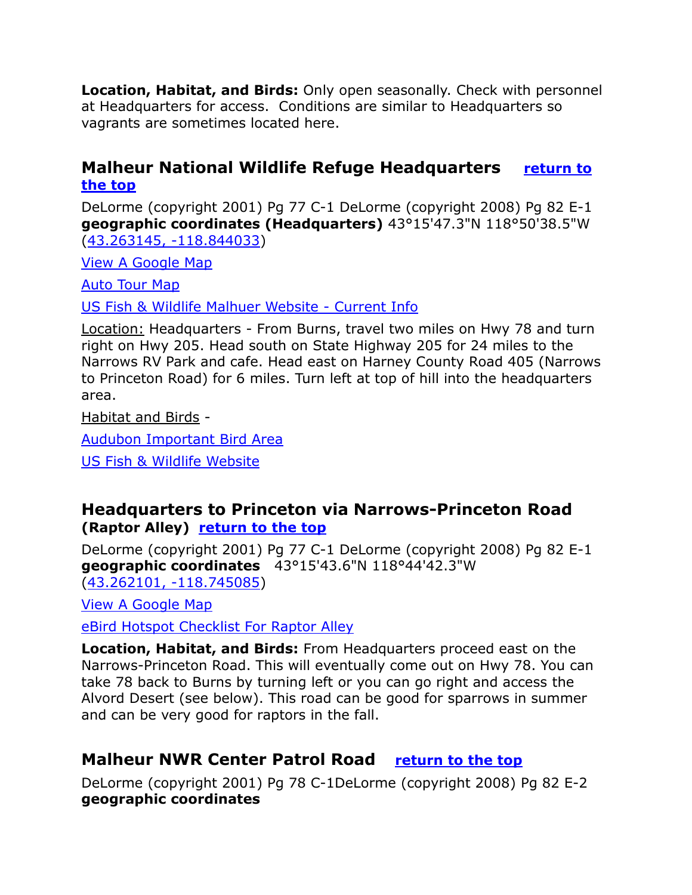**Location, Habitat, and Birds:** Only open seasonally. Check with personnel at Headquarters for access. Conditions are similar to Headquarters so vagrants are sometimes located here.

## Malheur National Wildlife Refuge Headquarters [return to the top]

DeLorme (copyright 2001) Pg 77 C-1 DeLorme (copyright 2008) Pg 82 E-1 **geographic coordinates (Headquarters)** 43°15'47.3"N 118°50'38.5"W (43.263145, -118.844033)

View A Google Map

Auto Tour Map

US Fish & Wildlife Malhuer Website - Current Info

Location: Headquarters - From Burns, travel two miles on Hwy 78 and turn right on Hwy 205. Head south on State Highway 205 for 24 miles to the Narrows RV Park and cafe. Head east on Harney County Road 405 (Narrows to Princeton Road) for 6 miles. Turn left at top of hill into the headquarters area.

Habitat and Birds -

Audubon Important Bird Area

US Fish & Wildlife Website

## Headquarters to Princeton via Narrows-Princeton Road (Raptor Alley) [return to the top]

DeLorme (copyright 2001) Pg 77 C-1 DeLorme (copyright 2008) Pg 82 E-1 **geographic coordinates** 43°15'43.6"N 118°44'42.3"W (43.262101, -118.745085)

View A Google Map

eBird Hotspot Checklist For Raptor Alley

**Location, Habitat, and Birds:** From Headquarters proceed east on the Narrows-Princeton Road. This will eventually come out on Hwy 78. You can take 78 back to Burns by turning left or you can go right and access the Alvord Desert (see below). This road can be good for sparrows in summer and can be very good for raptors in the fall.

## Malheur NWR Center Patrol Road [return to the top]

DeLorme (copyright 2001) Pg 78 C-1DeLorme (copyright 2008) Pg 82 E-2 **geographic coordinates**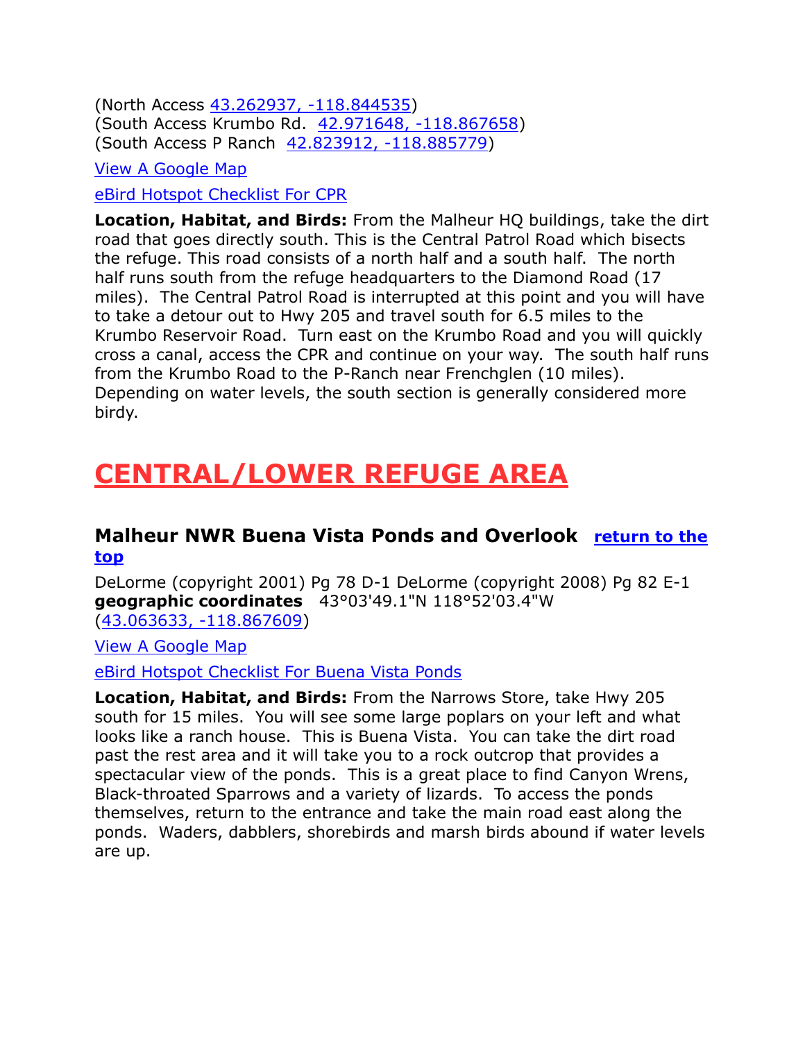(North Access [43.262937, -118.844535])
(South Access Krumbo Rd. [42.971648, -118.867658])
(South Access P Ranch [42.823912, -118.885779])

[View A Google Map]

[eBird Hotspot Checklist For CPR]

**Location, Habitat, and Birds:** From the Malheur HQ buildings, take the dirt road that goes directly south. This is the Central Patrol Road which bisects the refuge. This road consists of a north half and a south half. The north half runs south from the refuge headquarters to the Diamond Road (17 miles). The Central Patrol Road is interrupted at this point and you will have to take a detour out to Hwy 205 and travel south for 6.5 miles to the Krumbo Reservoir Road. Turn east on the Krumbo Road and you will quickly cross a canal, access the CPR and continue on your way. The south half runs from the Krumbo Road to the P-Ranch near Frenchglen (10 miles). Depending on water levels, the south section is generally considered more birdy.

# CENTRAL/LOWER REFUGE AREA

### Malheur NWR Buena Vista Ponds and Overlook [return to the top]

DeLorme (copyright 2001) Pg 78 D-1 DeLorme (copyright 2008) Pg 82 E-1
**geographic coordinates** 43°03'49.1"N 118°52'03.4"W
([43.063633, -118.867609])

[View A Google Map]

[eBird Hotspot Checklist For Buena Vista Ponds]

**Location, Habitat, and Birds:** From the Narrows Store, take Hwy 205 south for 15 miles. You will see some large poplars on your left and what looks like a ranch house. This is Buena Vista. You can take the dirt road past the rest area and it will take you to a rock outcrop that provides a spectacular view of the ponds. This is a great place to find Canyon Wrens, Black-throated Sparrows and a variety of lizards. To access the ponds themselves, return to the entrance and take the main road east along the ponds. Waders, dabblers, shorebirds and marsh birds abound if water levels are up.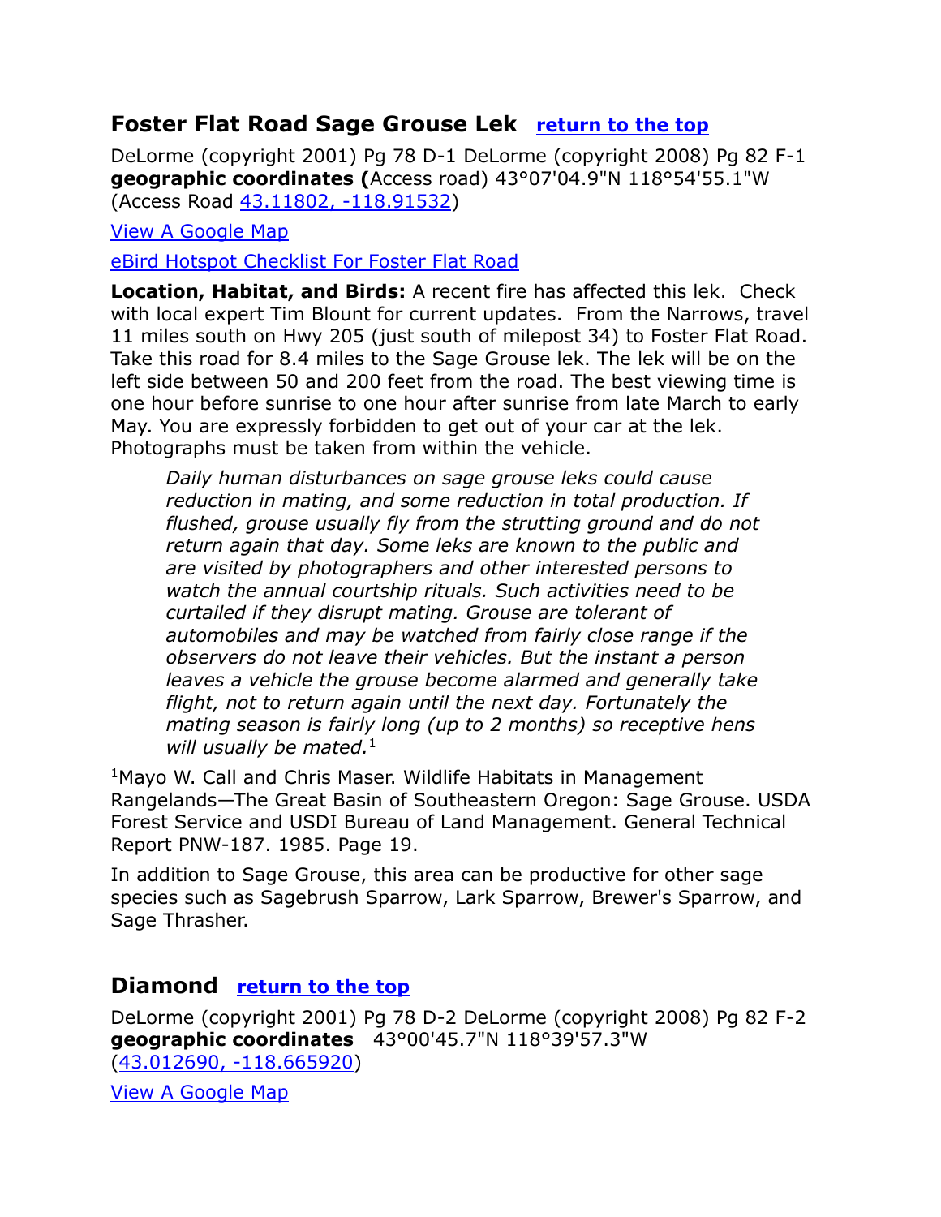## Foster Flat Road Sage Grouse Lek [return to the top]

DeLorme (copyright 2001) Pg 78 D-1 DeLorme (copyright 2008) Pg 82 F-1
**geographic coordinates (**Access road) 43°07'04.9"N 118°54'55.1"W
(Access Road 43.11802, -118.91532)

View A Google Map

eBird Hotspot Checklist For Foster Flat Road

**Location, Habitat, and Birds:** A recent fire has affected this lek. Check with local expert Tim Blount for current updates. From the Narrows, travel 11 miles south on Hwy 205 (just south of milepost 34) to Foster Flat Road. Take this road for 8.4 miles to the Sage Grouse lek. The lek will be on the left side between 50 and 200 feet from the road. The best viewing time is one hour before sunrise to one hour after sunrise from late March to early May. You are expressly forbidden to get out of your car at the lek. Photographs must be taken from within the vehicle.

> *Daily human disturbances on sage grouse leks could cause reduction in mating, and some reduction in total production. If flushed, grouse usually fly from the strutting ground and do not return again that day. Some leks are known to the public and are visited by photographers and other interested persons to watch the annual courtship rituals. Such activities need to be curtailed if they disrupt mating. Grouse are tolerant of automobiles and may be watched from fairly close range if the observers do not leave their vehicles. But the instant a person leaves a vehicle the grouse become alarmed and generally take flight, not to return again until the next day. Fortunately the mating season is fairly long (up to 2 months) so receptive hens will usually be mated.*[1]

[1]Mayo W. Call and Chris Maser. Wildlife Habitats in Management Rangelands—The Great Basin of Southeastern Oregon: Sage Grouse. USDA Forest Service and USDI Bureau of Land Management. General Technical Report PNW-187. 1985. Page 19.

In addition to Sage Grouse, this area can be productive for other sage species such as Sagebrush Sparrow, Lark Sparrow, Brewer's Sparrow, and Sage Thrasher.

## Diamond [return to the top]

DeLorme (copyright 2001) Pg 78 D-2 DeLorme (copyright 2008) Pg 82 F-2
**geographic coordinates** 43°00'45.7"N 118°39'57.3"W
(43.012690, -118.665920)

View A Google Map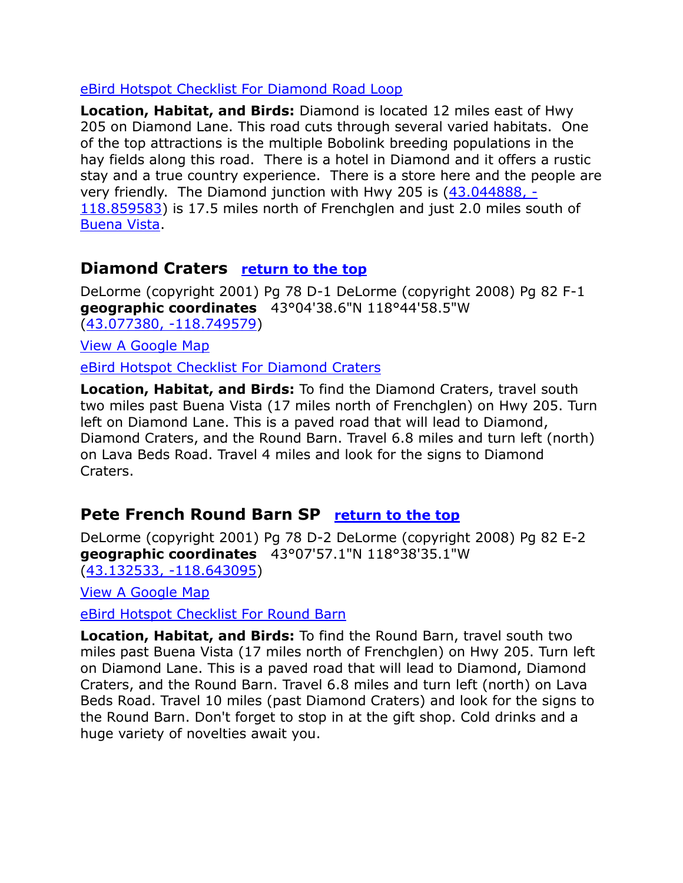eBird Hotspot Checklist For Diamond Road Loop

**Location, Habitat, and Birds:** Diamond is located 12 miles east of Hwy 205 on Diamond Lane. This road cuts through several varied habitats. One of the top attractions is the multiple Bobolink breeding populations in the hay fields along this road. There is a hotel in Diamond and it offers a rustic stay and a true country experience. There is a store here and the people are very friendly. The Diamond junction with Hwy 205 is (43.044888, -118.859583) is 17.5 miles north of Frenchglen and just 2.0 miles south of Buena Vista.

## Diamond Craters   return to the top

DeLorme (copyright 2001) Pg 78 D-1 DeLorme (copyright 2008) Pg 82 F-1
**geographic coordinates**   43°04'38.6"N 118°44'58.5"W
(43.077380, -118.749579)

View A Google Map

eBird Hotspot Checklist For Diamond Craters

**Location, Habitat, and Birds:** To find the Diamond Craters, travel south two miles past Buena Vista (17 miles north of Frenchglen) on Hwy 205. Turn left on Diamond Lane. This is a paved road that will lead to Diamond, Diamond Craters, and the Round Barn. Travel 6.8 miles and turn left (north) on Lava Beds Road. Travel 4 miles and look for the signs to Diamond Craters.

## Pete French Round Barn SP   return to the top

DeLorme (copyright 2001) Pg 78 D-2 DeLorme (copyright 2008) Pg 82 E-2
**geographic coordinates**   43°07'57.1"N 118°38'35.1"W
(43.132533, -118.643095)

View A Google Map

eBird Hotspot Checklist For Round Barn

**Location, Habitat, and Birds:** To find the Round Barn, travel south two miles past Buena Vista (17 miles north of Frenchglen) on Hwy 205. Turn left on Diamond Lane. This is a paved road that will lead to Diamond, Diamond Craters, and the Round Barn. Travel 6.8 miles and turn left (north) on Lava Beds Road. Travel 10 miles (past Diamond Craters) and look for the signs to the Round Barn. Don't forget to stop in at the gift shop. Cold drinks and a huge variety of novelties await you.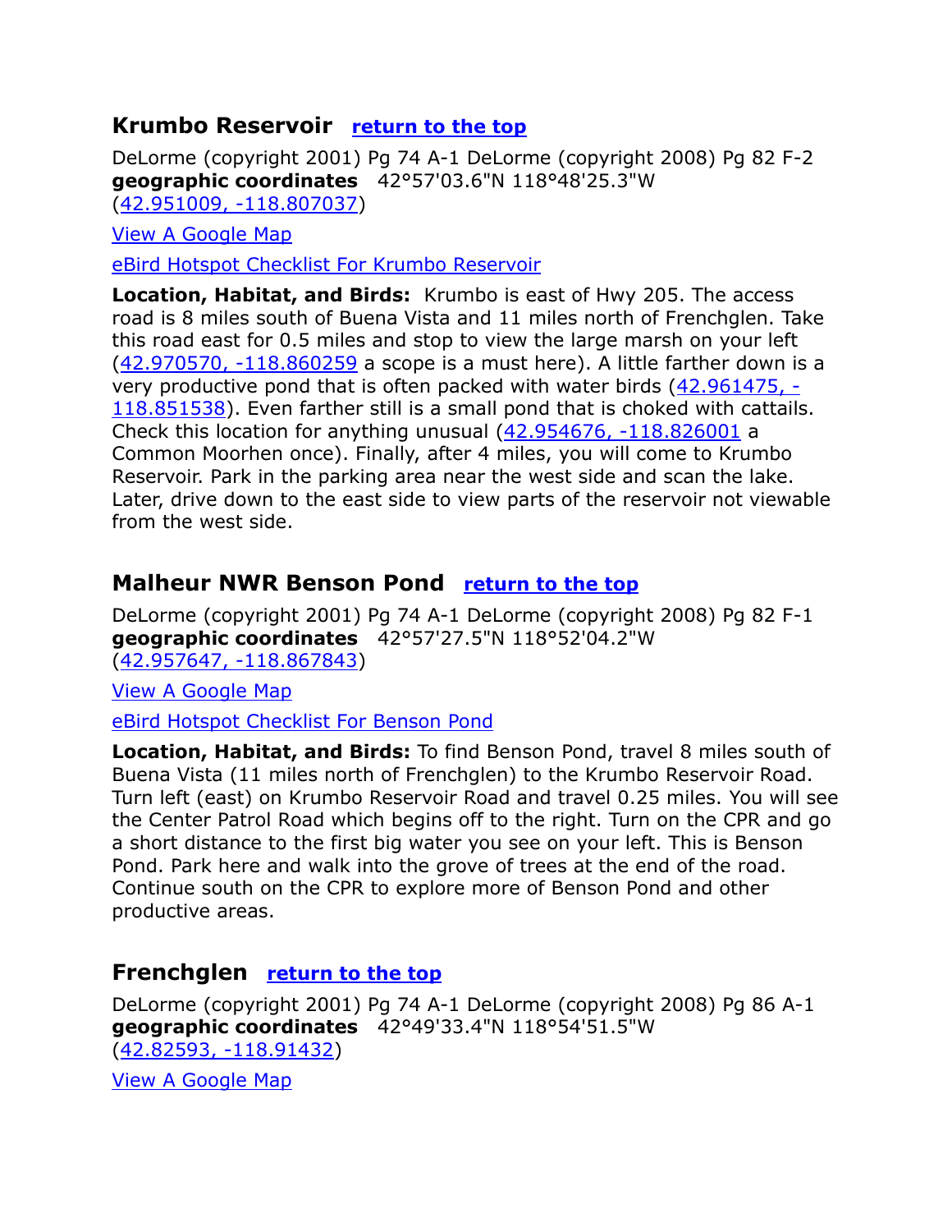## Krumbo Reservoir [return to the top]

DeLorme (copyright 2001) Pg 74 A-1 DeLorme (copyright 2008) Pg 82 F-2
**geographic coordinates** 42°57'03.6"N 118°48'25.3"W
(42.951009, -118.807037)

View A Google Map

eBird Hotspot Checklist For Krumbo Reservoir

**Location, Habitat, and Birds:** Krumbo is east of Hwy 205. The access road is 8 miles south of Buena Vista and 11 miles north of Frenchglen. Take this road east for 0.5 miles and stop to view the large marsh on your left (42.970570, -118.860259 a scope is a must here). A little farther down is a very productive pond that is often packed with water birds (42.961475, -118.851538). Even farther still is a small pond that is choked with cattails. Check this location for anything unusual (42.954676, -118.826001 a Common Moorhen once). Finally, after 4 miles, you will come to Krumbo Reservoir. Park in the parking area near the west side and scan the lake. Later, drive down to the east side to view parts of the reservoir not viewable from the west side.

## Malheur NWR Benson Pond [return to the top]

DeLorme (copyright 2001) Pg 74 A-1 DeLorme (copyright 2008) Pg 82 F-1
**geographic coordinates** 42°57'27.5"N 118°52'04.2"W
(42.957647, -118.867843)

View A Google Map

eBird Hotspot Checklist For Benson Pond

**Location, Habitat, and Birds:** To find Benson Pond, travel 8 miles south of Buena Vista (11 miles north of Frenchglen) to the Krumbo Reservoir Road. Turn left (east) on Krumbo Reservoir Road and travel 0.25 miles. You will see the Center Patrol Road which begins off to the right. Turn on the CPR and go a short distance to the first big water you see on your left. This is Benson Pond. Park here and walk into the grove of trees at the end of the road. Continue south on the CPR to explore more of Benson Pond and other productive areas.

## Frenchglen [return to the top]

DeLorme (copyright 2001) Pg 74 A-1 DeLorme (copyright 2008) Pg 86 A-1
**geographic coordinates** 42°49'33.4"N 118°54'51.5"W
(42.82593, -118.91432)

View A Google Map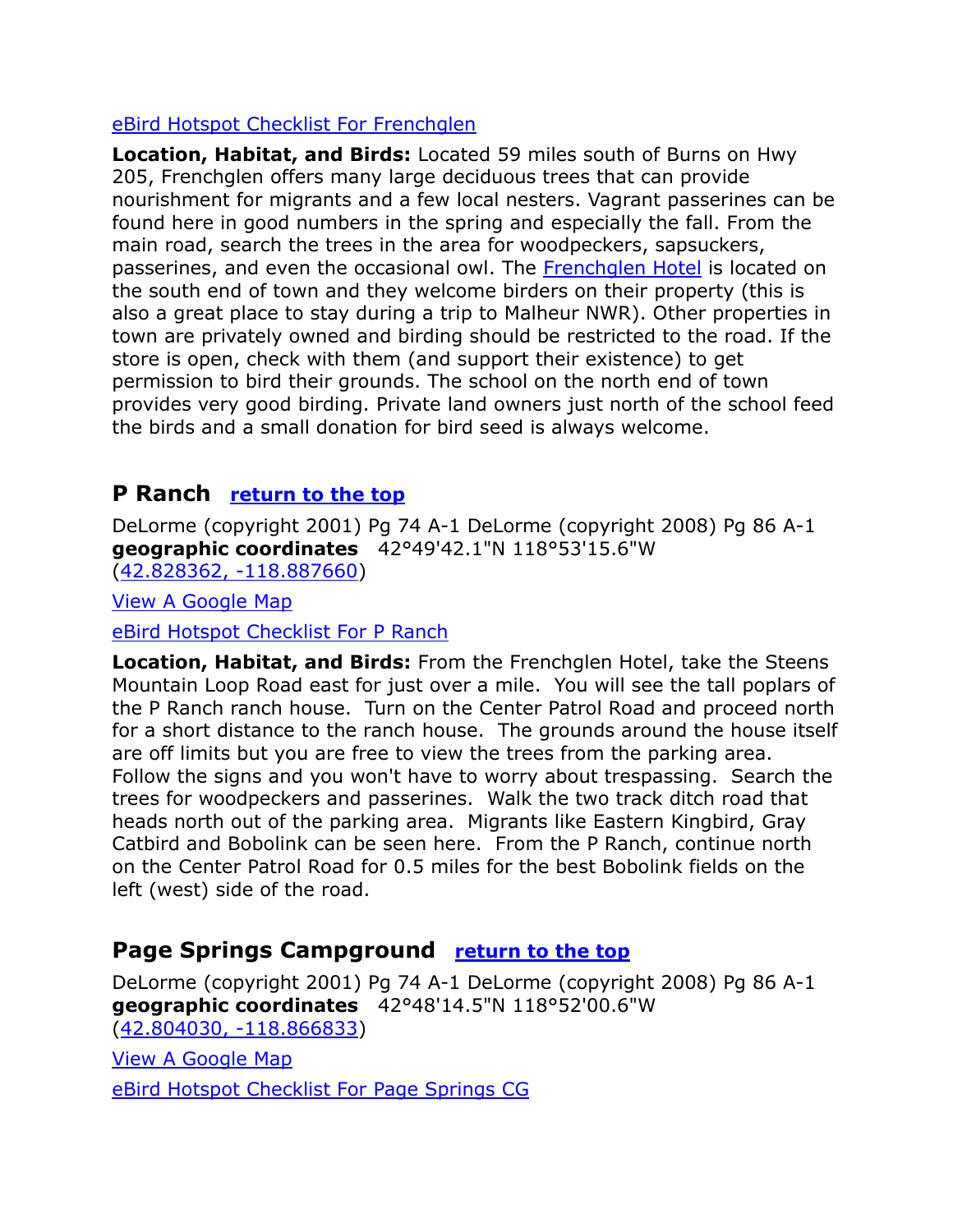eBird Hotspot Checklist For Frenchglen

**Location, Habitat, and Birds:** Located 59 miles south of Burns on Hwy 205, Frenchglen offers many large deciduous trees that can provide nourishment for migrants and a few local nesters. Vagrant passerines can be found here in good numbers in the spring and especially the fall. From the main road, search the trees in the area for woodpeckers, sapsuckers, passerines, and even the occasional owl. The Frenchglen Hotel is located on the south end of town and they welcome birders on their property (this is also a great place to stay during a trip to Malheur NWR). Other properties in town are privately owned and birding should be restricted to the road. If the store is open, check with them (and support their existence) to get permission to bird their grounds. The school on the north end of town provides very good birding. Private land owners just north of the school feed the birds and a small donation for bird seed is always welcome.

## P Ranch return to the top

DeLorme (copyright 2001) Pg 74 A-1 DeLorme (copyright 2008) Pg 86 A-1
**geographic coordinates** 42°49'42.1"N 118°53'15.6"W
(42.828362, -118.887660)

View A Google Map

eBird Hotspot Checklist For P Ranch

**Location, Habitat, and Birds:** From the Frenchglen Hotel, take the Steens Mountain Loop Road east for just over a mile. You will see the tall poplars of the P Ranch ranch house. Turn on the Center Patrol Road and proceed north for a short distance to the ranch house. The grounds around the house itself are off limits but you are free to view the trees from the parking area. Follow the signs and you won't have to worry about trespassing. Search the trees for woodpeckers and passerines. Walk the two track ditch road that heads north out of the parking area. Migrants like Eastern Kingbird, Gray Catbird and Bobolink can be seen here. From the P Ranch, continue north on the Center Patrol Road for 0.5 miles for the best Bobolink fields on the left (west) side of the road.

## Page Springs Campground return to the top

DeLorme (copyright 2001) Pg 74 A-1 DeLorme (copyright 2008) Pg 86 A-1
**geographic coordinates** 42°48'14.5"N 118°52'00.6"W
(42.804030, -118.866833)

View A Google Map

eBird Hotspot Checklist For Page Springs CG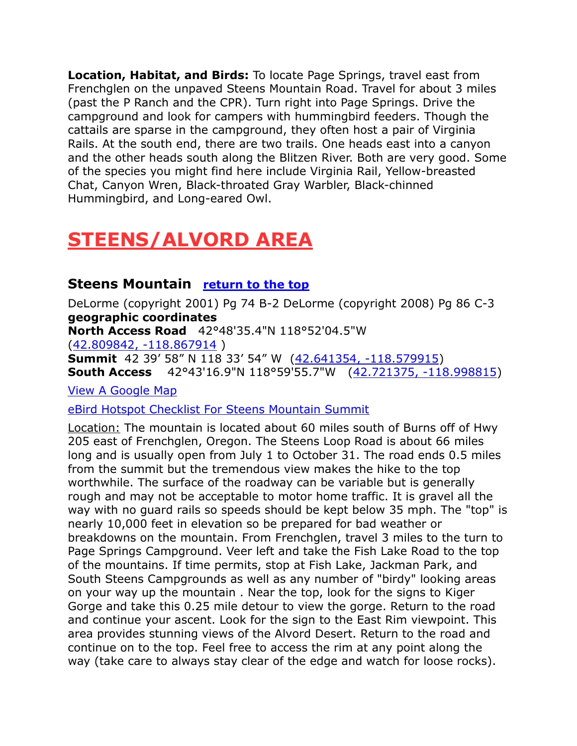**Location, Habitat, and Birds:** To locate Page Springs, travel east from Frenchglen on the unpaved Steens Mountain Road. Travel for about 3 miles (past the P Ranch and the CPR). Turn right into Page Springs. Drive the campground and look for campers with hummingbird feeders. Though the cattails are sparse in the campground, they often host a pair of Virginia Rails. At the south end, there are two trails. One heads east into a canyon and the other heads south along the Blitzen River. Both are very good. Some of the species you might find here include Virginia Rail, Yellow-breasted Chat, Canyon Wren, Black-throated Gray Warbler, Black-chinned Hummingbird, and Long-eared Owl.

# STEENS/ALVORD AREA

## Steens Mountain [return to the top]

DeLorme (copyright 2001) Pg 74 B-2 DeLorme (copyright 2008) Pg 86 C-3
**geographic coordinates**
**North Access Road** 42°48'35.4"N 118°52'04.5"W
(42.809842, -118.867914 )
**Summit** 42 39’ 58” N 118 33’ 54” W (42.641354, -118.579915)
**South Access** 42°43'16.9"N 118°59'55.7"W (42.721375, -118.998815)

View A Google Map

eBird Hotspot Checklist For Steens Mountain Summit

Location: The mountain is located about 60 miles south of Burns off of Hwy 205 east of Frenchglen, Oregon. The Steens Loop Road is about 66 miles long and is usually open from July 1 to October 31. The road ends 0.5 miles from the summit but the tremendous view makes the hike to the top worthwhile. The surface of the roadway can be variable but is generally rough and may not be acceptable to motor home traffic. It is gravel all the way with no guard rails so speeds should be kept below 35 mph. The "top" is nearly 10,000 feet in elevation so be prepared for bad weather or breakdowns on the mountain. From Frenchglen, travel 3 miles to the turn to Page Springs Campground. Veer left and take the Fish Lake Road to the top of the mountains. If time permits, stop at Fish Lake, Jackman Park, and South Steens Campgrounds as well as any number of "birdy" looking areas on your way up the mountain . Near the top, look for the signs to Kiger Gorge and take this 0.25 mile detour to view the gorge. Return to the road and continue your ascent. Look for the sign to the East Rim viewpoint. This area provides stunning views of the Alvord Desert. Return to the road and continue on to the top. Feel free to access the rim at any point along the way (take care to always stay clear of the edge and watch for loose rocks).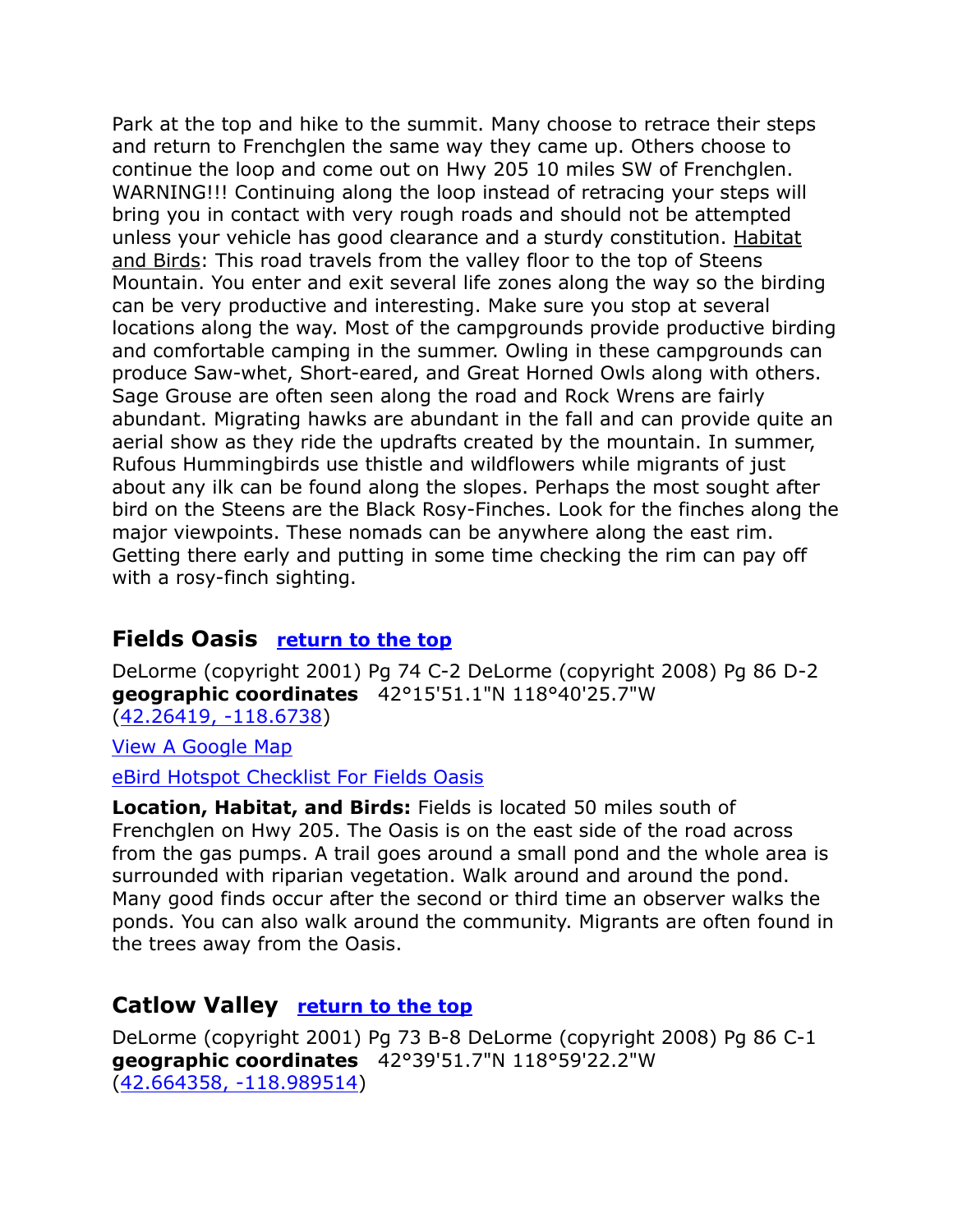Park at the top and hike to the summit. Many choose to retrace their steps and return to Frenchglen the same way they came up. Others choose to continue the loop and come out on Hwy 205 10 miles SW of Frenchglen. WARNING!!! Continuing along the loop instead of retracing your steps will bring you in contact with very rough roads and should not be attempted unless your vehicle has good clearance and a sturdy constitution. Habitat and Birds: This road travels from the valley floor to the top of Steens Mountain. You enter and exit several life zones along the way so the birding can be very productive and interesting. Make sure you stop at several locations along the way. Most of the campgrounds provide productive birding and comfortable camping in the summer. Owling in these campgrounds can produce Saw-whet, Short-eared, and Great Horned Owls along with others. Sage Grouse are often seen along the road and Rock Wrens are fairly abundant. Migrating hawks are abundant in the fall and can provide quite an aerial show as they ride the updrafts created by the mountain. In summer, Rufous Hummingbirds use thistle and wildflowers while migrants of just about any ilk can be found along the slopes. Perhaps the most sought after bird on the Steens are the Black Rosy-Finches. Look for the finches along the major viewpoints. These nomads can be anywhere along the east rim. Getting there early and putting in some time checking the rim can pay off with a rosy-finch sighting.

## Fields Oasis [return to the top]

DeLorme (copyright 2001) Pg 74 C-2 DeLorme (copyright 2008) Pg 86 D-2
**geographic coordinates** 42°15'51.1"N 118°40'25.7"W
(42.26419, -118.6738)

View A Google Map

eBird Hotspot Checklist For Fields Oasis

**Location, Habitat, and Birds:** Fields is located 50 miles south of Frenchglen on Hwy 205. The Oasis is on the east side of the road across from the gas pumps. A trail goes around a small pond and the whole area is surrounded with riparian vegetation. Walk around and around the pond. Many good finds occur after the second or third time an observer walks the ponds. You can also walk around the community. Migrants are often found in the trees away from the Oasis.

## Catlow Valley [return to the top]

DeLorme (copyright 2001) Pg 73 B-8 DeLorme (copyright 2008) Pg 86 C-1
**geographic coordinates** 42°39'51.7"N 118°59'22.2"W
(42.664358, -118.989514)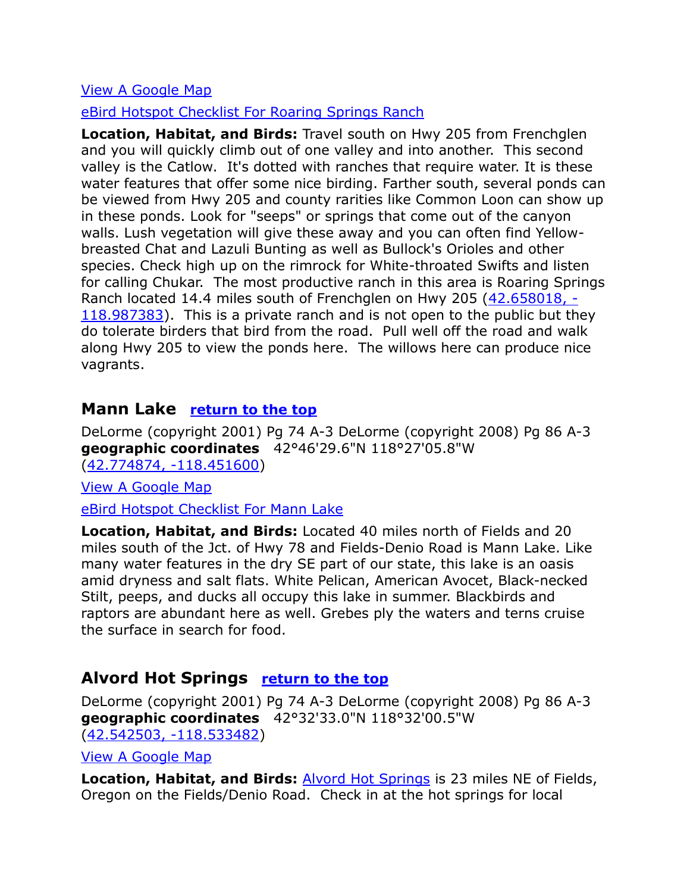View A Google Map

eBird Hotspot Checklist For Roaring Springs Ranch

**Location, Habitat, and Birds:** Travel south on Hwy 205 from Frenchglen and you will quickly climb out of one valley and into another. This second valley is the Catlow. It's dotted with ranches that require water. It is these water features that offer some nice birding. Farther south, several ponds can be viewed from Hwy 205 and county rarities like Common Loon can show up in these ponds. Look for "seeps" or springs that come out of the canyon walls. Lush vegetation will give these away and you can often find Yellow-breasted Chat and Lazuli Bunting as well as Bullock's Orioles and other species. Check high up on the rimrock for White-throated Swifts and listen for calling Chukar. The most productive ranch in this area is Roaring Springs Ranch located 14.4 miles south of Frenchglen on Hwy 205 (42.658018, -118.987383). This is a private ranch and is not open to the public but they do tolerate birders that bird from the road. Pull well off the road and walk along Hwy 205 to view the ponds here. The willows here can produce nice vagrants.

## Mann Lake return to the top

DeLorme (copyright 2001) Pg 74 A-3 DeLorme (copyright 2008) Pg 86 A-3
**geographic coordinates** 42°46'29.6"N 118°27'05.8"W
(42.774874, -118.451600)

View A Google Map

eBird Hotspot Checklist For Mann Lake

**Location, Habitat, and Birds:** Located 40 miles north of Fields and 20 miles south of the Jct. of Hwy 78 and Fields-Denio Road is Mann Lake. Like many water features in the dry SE part of our state, this lake is an oasis amid dryness and salt flats. White Pelican, American Avocet, Black-necked Stilt, peeps, and ducks all occupy this lake in summer. Blackbirds and raptors are abundant here as well. Grebes ply the waters and terns cruise the surface in search for food.

## Alvord Hot Springs return to the top

DeLorme (copyright 2001) Pg 74 A-3 DeLorme (copyright 2008) Pg 86 A-3
**geographic coordinates** 42°32'33.0"N 118°32'00.5"W
(42.542503, -118.533482)

View A Google Map

**Location, Habitat, and Birds:** Alvord Hot Springs is 23 miles NE of Fields, Oregon on the Fields/Denio Road. Check in at the hot springs for local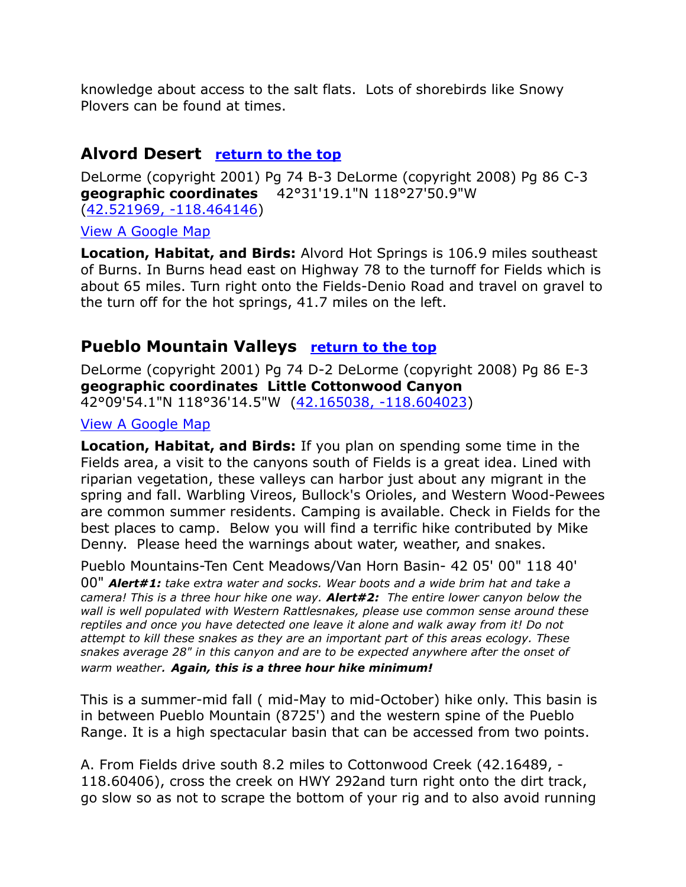knowledge about access to the salt flats.  Lots of shorebirds like Snowy Plovers can be found at times.

## Alvord Desert   [return to the top]

DeLorme (copyright 2001) Pg 74 B-3 DeLorme (copyright 2008) Pg 86 C-3
**geographic coordinates**   42°31'19.1"N 118°27'50.9"W (42.521969, -118.464146)

View A Google Map

**Location, Habitat, and Birds:** Alvord Hot Springs is 106.9 miles southeast of Burns. In Burns head east on Highway 78 to the turnoff for Fields which is about 65 miles. Turn right onto the Fields-Denio Road and travel on gravel to the turn off for the hot springs, 41.7 miles on the left.

## Pueblo Mountain Valleys   [return to the top]

DeLorme (copyright 2001) Pg 74 D-2 DeLorme (copyright 2008) Pg 86 E-3
**geographic coordinates  Little Cottonwood Canyon**
42°09'54.1"N 118°36'14.5"W  (42.165038, -118.604023)

View A Google Map

**Location, Habitat, and Birds:** If you plan on spending some time in the Fields area, a visit to the canyons south of Fields is a great idea. Lined with riparian vegetation, these valleys can harbor just about any migrant in the spring and fall. Warbling Vireos, Bullock's Orioles, and Western Wood-Pewees are common summer residents. Camping is available. Check in Fields for the best places to camp.  Below you will find a terrific hike contributed by Mike Denny.  Please heed the warnings about water, weather, and snakes.

Pueblo Mountains-Ten Cent Meadows/Van Horn Basin- 42 05' 00" 118 40' 00" ***Alert#1:*** *take extra water and socks. Wear boots and a wide brim hat and take a camera! This is a three hour hike one way.* ***Alert#2:*** *The entire lower canyon below the wall is well populated with Western Rattlesnakes, please use common sense around these reptiles and once you have detected one leave it alone and walk away from it! Do not attempt to kill these snakes as they are an important part of this areas ecology. These snakes average 28" in this canyon and are to be expected anywhere after the onset of warm weather.* ***Again, this is a three hour hike minimum!***

This is a summer-mid fall ( mid-May to mid-October) hike only. This basin is in between Pueblo Mountain (8725') and the western spine of the Pueblo Range. It is a high spectacular basin that can be accessed from two points.

A. From Fields drive south 8.2 miles to Cottonwood Creek (42.16489, -118.60406), cross the creek on HWY 292and turn right onto the dirt track, go slow so as not to scrape the bottom of your rig and to also avoid running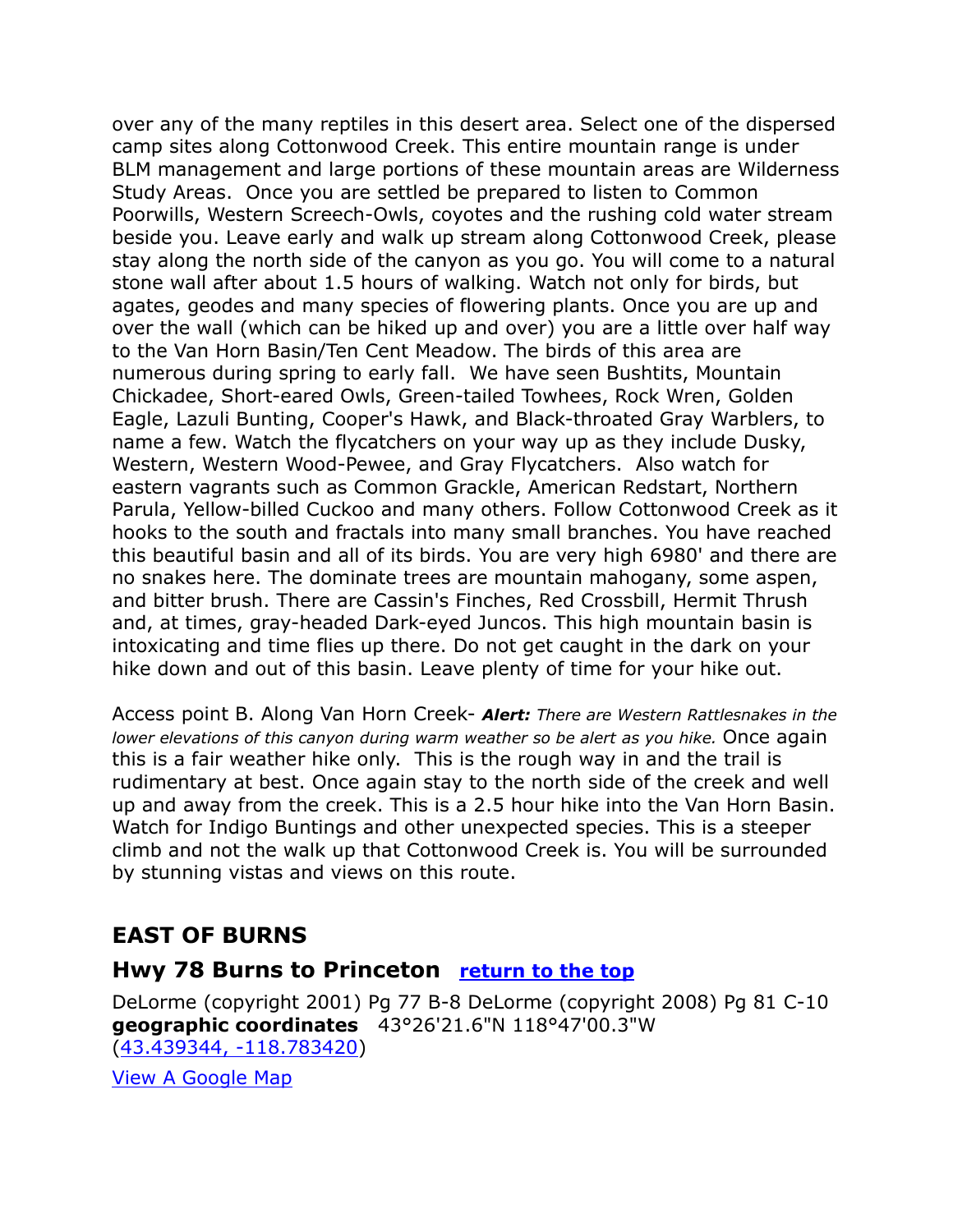over any of the many reptiles in this desert area. Select one of the dispersed camp sites along Cottonwood Creek. This entire mountain range is under BLM management and large portions of these mountain areas are Wilderness Study Areas. Once you are settled be prepared to listen to Common Poorwills, Western Screech-Owls, coyotes and the rushing cold water stream beside you. Leave early and walk up stream along Cottonwood Creek, please stay along the north side of the canyon as you go. You will come to a natural stone wall after about 1.5 hours of walking. Watch not only for birds, but agates, geodes and many species of flowering plants. Once you are up and over the wall (which can be hiked up and over) you are a little over half way to the Van Horn Basin/Ten Cent Meadow. The birds of this area are numerous during spring to early fall. We have seen Bushtits, Mountain Chickadee, Short-eared Owls, Green-tailed Towhees, Rock Wren, Golden Eagle, Lazuli Bunting, Cooper's Hawk, and Black-throated Gray Warblers, to name a few. Watch the flycatchers on your way up as they include Dusky, Western, Western Wood-Pewee, and Gray Flycatchers. Also watch for eastern vagrants such as Common Grackle, American Redstart, Northern Parula, Yellow-billed Cuckoo and many others. Follow Cottonwood Creek as it hooks to the south and fractals into many small branches. You have reached this beautiful basin and all of its birds. You are very high 6980' and there are no snakes here. The dominate trees are mountain mahogany, some aspen, and bitter brush. There are Cassin's Finches, Red Crossbill, Hermit Thrush and, at times, gray-headed Dark-eyed Juncos. This high mountain basin is intoxicating and time flies up there. Do not get caught in the dark on your hike down and out of this basin. Leave plenty of time for your hike out.

Access point B. Along Van Horn Creek- ***Alert:*** *There are Western Rattlesnakes in the lower elevations of this canyon during warm weather so be alert as you hike.* Once again this is a fair weather hike only. This is the rough way in and the trail is rudimentary at best. Once again stay to the north side of the creek and well up and away from the creek. This is a 2.5 hour hike into the Van Horn Basin. Watch for Indigo Buntings and other unexpected species. This is a steeper climb and not the walk up that Cottonwood Creek is. You will be surrounded by stunning vistas and views on this route.

## EAST OF BURNS

### Hwy 78 Burns to Princeton [return to the top]

DeLorme (copyright 2001) Pg 77 B-8 DeLorme (copyright 2008) Pg 81 C-10
**geographic coordinates** 43°26'21.6"N 118°47'00.3"W
(43.439344, -118.783420)

View A Google Map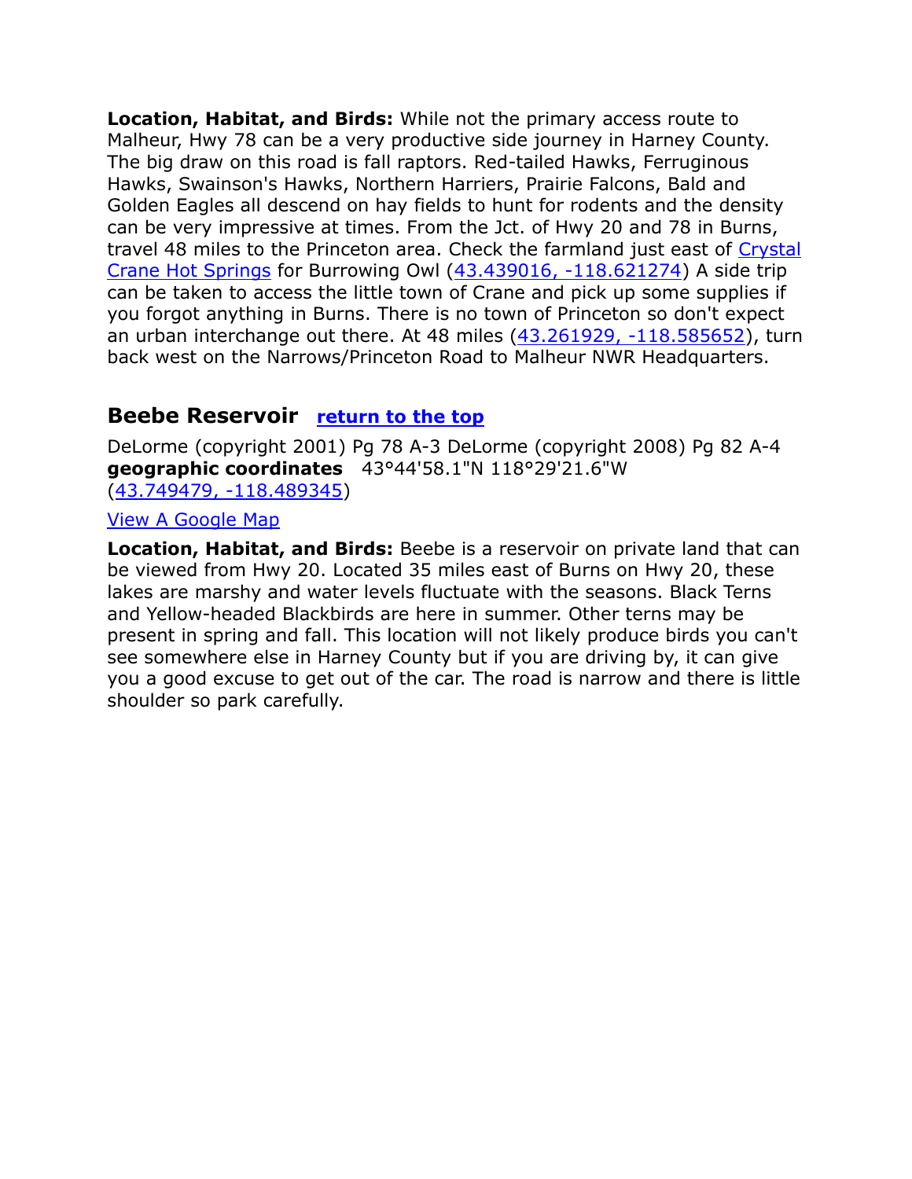**Location, Habitat, and Birds:** While not the primary access route to Malheur, Hwy 78 can be a very productive side journey in Harney County. The big draw on this road is fall raptors. Red-tailed Hawks, Ferruginous Hawks, Swainson's Hawks, Northern Harriers, Prairie Falcons, Bald and Golden Eagles all descend on hay fields to hunt for rodents and the density can be very impressive at times. From the Jct. of Hwy 20 and 78 in Burns, travel 48 miles to the Princeton area. Check the farmland just east of Crystal Crane Hot Springs for Burrowing Owl (43.439016, -118.621274) A side trip can be taken to access the little town of Crane and pick up some supplies if you forgot anything in Burns. There is no town of Princeton so don't expect an urban interchange out there. At 48 miles (43.261929, -118.585652), turn back west on the Narrows/Princeton Road to Malheur NWR Headquarters.

## Beebe Reservoir return to the top

DeLorme (copyright 2001) Pg 78 A-3 DeLorme (copyright 2008) Pg 82 A-4
**geographic coordinates** 43°44'58.1"N 118°29'21.6"W
(43.749479, -118.489345)

View A Google Map

**Location, Habitat, and Birds:** Beebe is a reservoir on private land that can be viewed from Hwy 20. Located 35 miles east of Burns on Hwy 20, these lakes are marshy and water levels fluctuate with the seasons. Black Terns and Yellow-headed Blackbirds are here in summer. Other terns may be present in spring and fall. This location will not likely produce birds you can't see somewhere else in Harney County but if you are driving by, it can give you a good excuse to get out of the car. The road is narrow and there is little shoulder so park carefully.